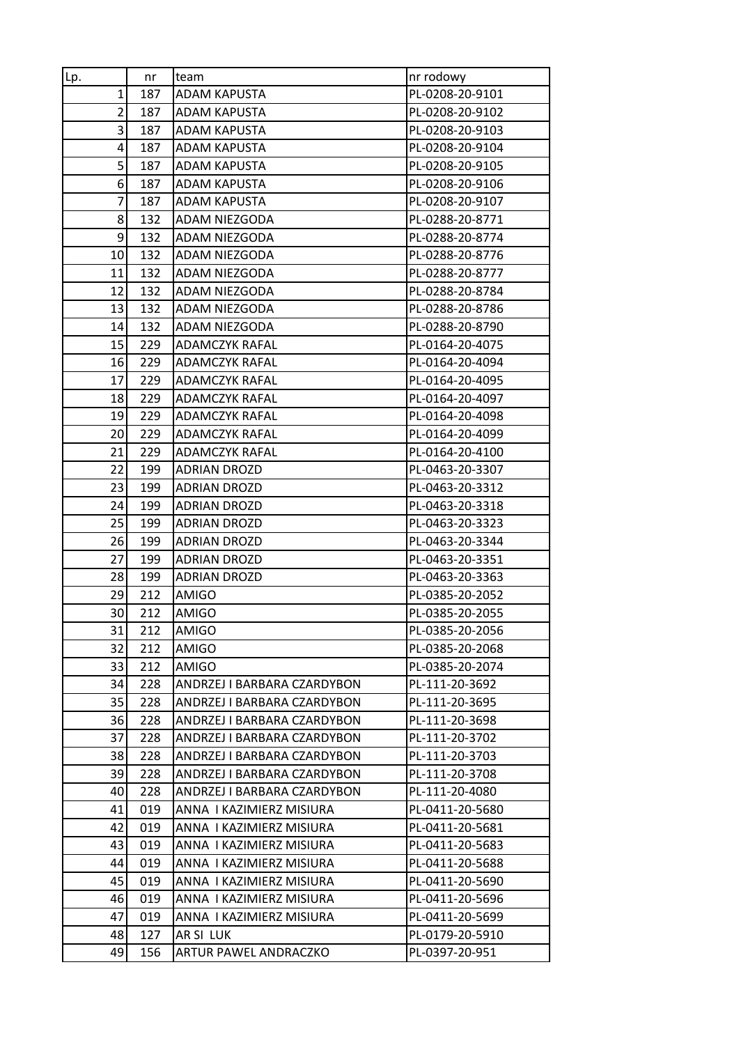| Lp. | nr | team | nr rodowy |
|---|---|---|---|
| 1 | 187 | ADAM KAPUSTA | PL-0208-20-9101 |
| 2 | 187 | ADAM KAPUSTA | PL-0208-20-9102 |
| 3 | 187 | ADAM KAPUSTA | PL-0208-20-9103 |
| 4 | 187 | ADAM KAPUSTA | PL-0208-20-9104 |
| 5 | 187 | ADAM KAPUSTA | PL-0208-20-9105 |
| 6 | 187 | ADAM KAPUSTA | PL-0208-20-9106 |
| 7 | 187 | ADAM KAPUSTA | PL-0208-20-9107 |
| 8 | 132 | ADAM NIEZGODA | PL-0288-20-8771 |
| 9 | 132 | ADAM NIEZGODA | PL-0288-20-8774 |
| 10 | 132 | ADAM NIEZGODA | PL-0288-20-8776 |
| 11 | 132 | ADAM NIEZGODA | PL-0288-20-8777 |
| 12 | 132 | ADAM NIEZGODA | PL-0288-20-8784 |
| 13 | 132 | ADAM NIEZGODA | PL-0288-20-8786 |
| 14 | 132 | ADAM NIEZGODA | PL-0288-20-8790 |
| 15 | 229 | ADAMCZYK RAFAL | PL-0164-20-4075 |
| 16 | 229 | ADAMCZYK RAFAL | PL-0164-20-4094 |
| 17 | 229 | ADAMCZYK RAFAL | PL-0164-20-4095 |
| 18 | 229 | ADAMCZYK RAFAL | PL-0164-20-4097 |
| 19 | 229 | ADAMCZYK RAFAL | PL-0164-20-4098 |
| 20 | 229 | ADAMCZYK RAFAL | PL-0164-20-4099 |
| 21 | 229 | ADAMCZYK RAFAL | PL-0164-20-4100 |
| 22 | 199 | ADRIAN DROZD | PL-0463-20-3307 |
| 23 | 199 | ADRIAN DROZD | PL-0463-20-3312 |
| 24 | 199 | ADRIAN DROZD | PL-0463-20-3318 |
| 25 | 199 | ADRIAN DROZD | PL-0463-20-3323 |
| 26 | 199 | ADRIAN DROZD | PL-0463-20-3344 |
| 27 | 199 | ADRIAN DROZD | PL-0463-20-3351 |
| 28 | 199 | ADRIAN DROZD | PL-0463-20-3363 |
| 29 | 212 | AMIGO | PL-0385-20-2052 |
| 30 | 212 | AMIGO | PL-0385-20-2055 |
| 31 | 212 | AMIGO | PL-0385-20-2056 |
| 32 | 212 | AMIGO | PL-0385-20-2068 |
| 33 | 212 | AMIGO | PL-0385-20-2074 |
| 34 | 228 | ANDRZEJ I BARBARA CZARDYBON | PL-111-20-3692 |
| 35 | 228 | ANDRZEJ I BARBARA CZARDYBON | PL-111-20-3695 |
| 36 | 228 | ANDRZEJ I BARBARA CZARDYBON | PL-111-20-3698 |
| 37 | 228 | ANDRZEJ I BARBARA CZARDYBON | PL-111-20-3702 |
| 38 | 228 | ANDRZEJ I BARBARA CZARDYBON | PL-111-20-3703 |
| 39 | 228 | ANDRZEJ I BARBARA CZARDYBON | PL-111-20-3708 |
| 40 | 228 | ANDRZEJ I BARBARA CZARDYBON | PL-111-20-4080 |
| 41 | 019 | ANNA I KAZIMIERZ MISIURA | PL-0411-20-5680 |
| 42 | 019 | ANNA I KAZIMIERZ MISIURA | PL-0411-20-5681 |
| 43 | 019 | ANNA I KAZIMIERZ MISIURA | PL-0411-20-5683 |
| 44 | 019 | ANNA I KAZIMIERZ MISIURA | PL-0411-20-5688 |
| 45 | 019 | ANNA I KAZIMIERZ MISIURA | PL-0411-20-5690 |
| 46 | 019 | ANNA I KAZIMIERZ MISIURA | PL-0411-20-5696 |
| 47 | 019 | ANNA I KAZIMIERZ MISIURA | PL-0411-20-5699 |
| 48 | 127 | AR SI LUK | PL-0179-20-5910 |
| 49 | 156 | ARTUR PAWEL ANDRACZKO | PL-0397-20-951 |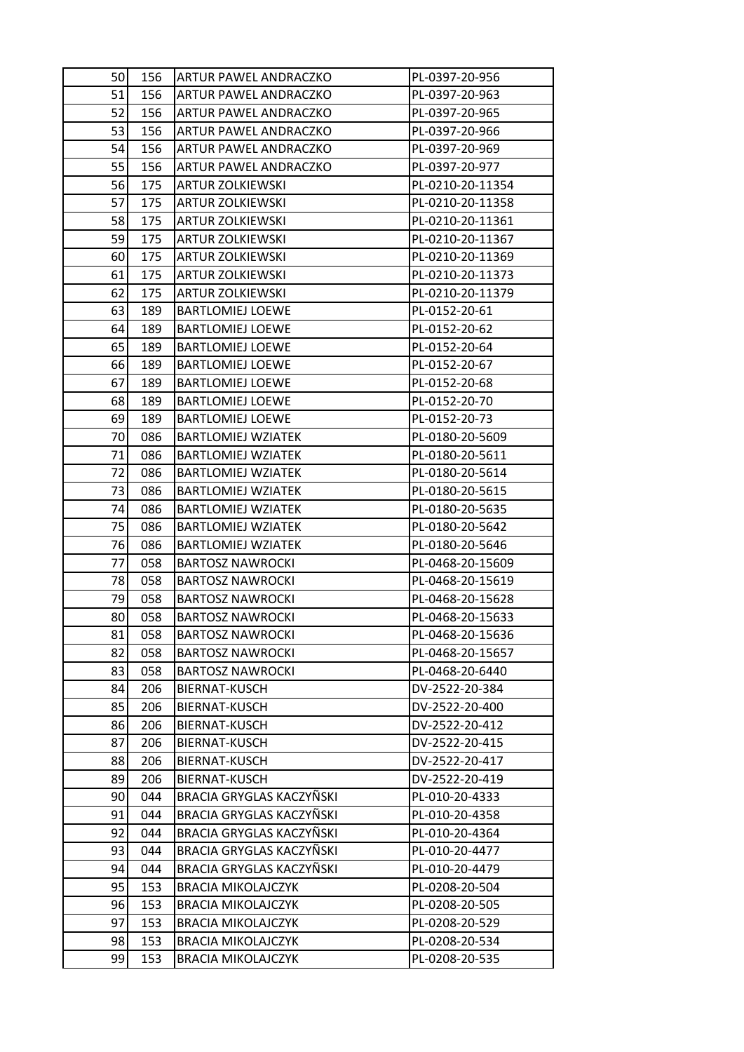| 50 | 156 | ARTUR PAWEL ANDRACZKO | PL-0397-20-956 |
|---|---|---|---|
| 51 | 156 | ARTUR PAWEL ANDRACZKO | PL-0397-20-963 |
| 52 | 156 | ARTUR PAWEL ANDRACZKO | PL-0397-20-965 |
| 53 | 156 | ARTUR PAWEL ANDRACZKO | PL-0397-20-966 |
| 54 | 156 | ARTUR PAWEL ANDRACZKO | PL-0397-20-969 |
| 55 | 156 | ARTUR PAWEL ANDRACZKO | PL-0397-20-977 |
| 56 | 175 | ARTUR ZOLKIEWSKI | PL-0210-20-11354 |
| 57 | 175 | ARTUR ZOLKIEWSKI | PL-0210-20-11358 |
| 58 | 175 | ARTUR ZOLKIEWSKI | PL-0210-20-11361 |
| 59 | 175 | ARTUR ZOLKIEWSKI | PL-0210-20-11367 |
| 60 | 175 | ARTUR ZOLKIEWSKI | PL-0210-20-11369 |
| 61 | 175 | ARTUR ZOLKIEWSKI | PL-0210-20-11373 |
| 62 | 175 | ARTUR ZOLKIEWSKI | PL-0210-20-11379 |
| 63 | 189 | BARTLOMIEJ LOEWE | PL-0152-20-61 |
| 64 | 189 | BARTLOMIEJ LOEWE | PL-0152-20-62 |
| 65 | 189 | BARTLOMIEJ LOEWE | PL-0152-20-64 |
| 66 | 189 | BARTLOMIEJ LOEWE | PL-0152-20-67 |
| 67 | 189 | BARTLOMIEJ LOEWE | PL-0152-20-68 |
| 68 | 189 | BARTLOMIEJ LOEWE | PL-0152-20-70 |
| 69 | 189 | BARTLOMIEJ LOEWE | PL-0152-20-73 |
| 70 | 086 | BARTLOMIEJ WZIATEK | PL-0180-20-5609 |
| 71 | 086 | BARTLOMIEJ WZIATEK | PL-0180-20-5611 |
| 72 | 086 | BARTLOMIEJ WZIATEK | PL-0180-20-5614 |
| 73 | 086 | BARTLOMIEJ WZIATEK | PL-0180-20-5615 |
| 74 | 086 | BARTLOMIEJ WZIATEK | PL-0180-20-5635 |
| 75 | 086 | BARTLOMIEJ WZIATEK | PL-0180-20-5642 |
| 76 | 086 | BARTLOMIEJ WZIATEK | PL-0180-20-5646 |
| 77 | 058 | BARTOSZ NAWROCKI | PL-0468-20-15609 |
| 78 | 058 | BARTOSZ NAWROCKI | PL-0468-20-15619 |
| 79 | 058 | BARTOSZ NAWROCKI | PL-0468-20-15628 |
| 80 | 058 | BARTOSZ NAWROCKI | PL-0468-20-15633 |
| 81 | 058 | BARTOSZ NAWROCKI | PL-0468-20-15636 |
| 82 | 058 | BARTOSZ NAWROCKI | PL-0468-20-15657 |
| 83 | 058 | BARTOSZ NAWROCKI | PL-0468-20-6440 |
| 84 | 206 | BIERNAT-KUSCH | DV-2522-20-384 |
| 85 | 206 | BIERNAT-KUSCH | DV-2522-20-400 |
| 86 | 206 | BIERNAT-KUSCH | DV-2522-20-412 |
| 87 | 206 | BIERNAT-KUSCH | DV-2522-20-415 |
| 88 | 206 | BIERNAT-KUSCH | DV-2522-20-417 |
| 89 | 206 | BIERNAT-KUSCH | DV-2522-20-419 |
| 90 | 044 | BRACIA GRYGLAS KACZYÑSKI | PL-010-20-4333 |
| 91 | 044 | BRACIA GRYGLAS KACZYÑSKI | PL-010-20-4358 |
| 92 | 044 | BRACIA GRYGLAS KACZYÑSKI | PL-010-20-4364 |
| 93 | 044 | BRACIA GRYGLAS KACZYÑSKI | PL-010-20-4477 |
| 94 | 044 | BRACIA GRYGLAS KACZYÑSKI | PL-010-20-4479 |
| 95 | 153 | BRACIA MIKOLAJCZYK | PL-0208-20-504 |
| 96 | 153 | BRACIA MIKOLAJCZYK | PL-0208-20-505 |
| 97 | 153 | BRACIA MIKOLAJCZYK | PL-0208-20-529 |
| 98 | 153 | BRACIA MIKOLAJCZYK | PL-0208-20-534 |
| 99 | 153 | BRACIA MIKOLAJCZYK | PL-0208-20-535 |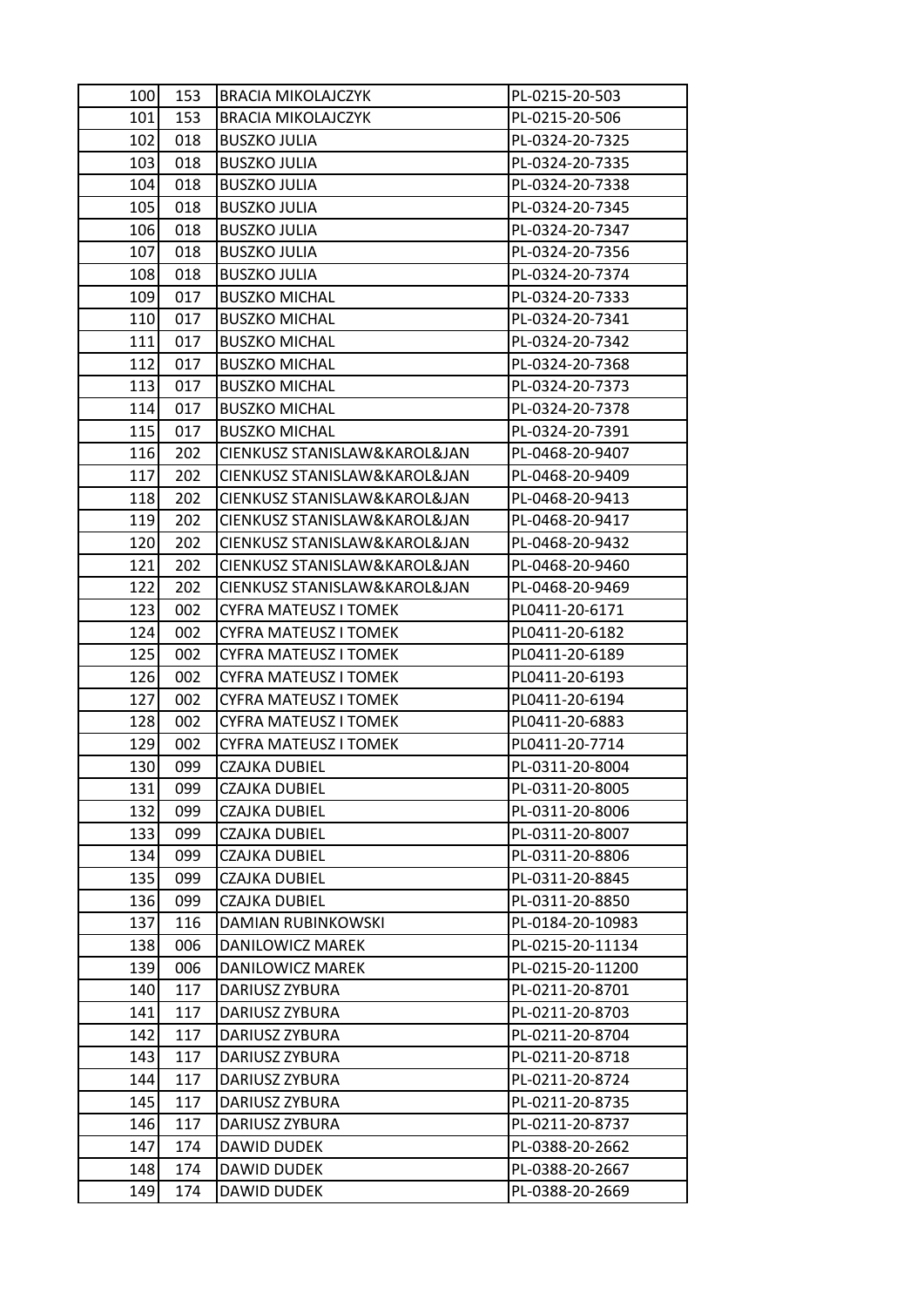| 100 | 153 | BRACIA MIKOLAJCZYK | PL-0215-20-503 |
|---|---|---|---|
| 101 | 153 | BRACIA MIKOLAJCZYK | PL-0215-20-506 |
| 102 | 018 | BUSZKO JULIA | PL-0324-20-7325 |
| 103 | 018 | BUSZKO JULIA | PL-0324-20-7335 |
| 104 | 018 | BUSZKO JULIA | PL-0324-20-7338 |
| 105 | 018 | BUSZKO JULIA | PL-0324-20-7345 |
| 106 | 018 | BUSZKO JULIA | PL-0324-20-7347 |
| 107 | 018 | BUSZKO JULIA | PL-0324-20-7356 |
| 108 | 018 | BUSZKO JULIA | PL-0324-20-7374 |
| 109 | 017 | BUSZKO MICHAL | PL-0324-20-7333 |
| 110 | 017 | BUSZKO MICHAL | PL-0324-20-7341 |
| 111 | 017 | BUSZKO MICHAL | PL-0324-20-7342 |
| 112 | 017 | BUSZKO MICHAL | PL-0324-20-7368 |
| 113 | 017 | BUSZKO MICHAL | PL-0324-20-7373 |
| 114 | 017 | BUSZKO MICHAL | PL-0324-20-7378 |
| 115 | 017 | BUSZKO MICHAL | PL-0324-20-7391 |
| 116 | 202 | CIENKUSZ STANISLAW&KAROL&JAN | PL-0468-20-9407 |
| 117 | 202 | CIENKUSZ STANISLAW&KAROL&JAN | PL-0468-20-9409 |
| 118 | 202 | CIENKUSZ STANISLAW&KAROL&JAN | PL-0468-20-9413 |
| 119 | 202 | CIENKUSZ STANISLAW&KAROL&JAN | PL-0468-20-9417 |
| 120 | 202 | CIENKUSZ STANISLAW&KAROL&JAN | PL-0468-20-9432 |
| 121 | 202 | CIENKUSZ STANISLAW&KAROL&JAN | PL-0468-20-9460 |
| 122 | 202 | CIENKUSZ STANISLAW&KAROL&JAN | PL-0468-20-9469 |
| 123 | 002 | CYFRA MATEUSZ I TOMEK | PL0411-20-6171 |
| 124 | 002 | CYFRA MATEUSZ I TOMEK | PL0411-20-6182 |
| 125 | 002 | CYFRA MATEUSZ I TOMEK | PL0411-20-6189 |
| 126 | 002 | CYFRA MATEUSZ I TOMEK | PL0411-20-6193 |
| 127 | 002 | CYFRA MATEUSZ I TOMEK | PL0411-20-6194 |
| 128 | 002 | CYFRA MATEUSZ I TOMEK | PL0411-20-6883 |
| 129 | 002 | CYFRA MATEUSZ I TOMEK | PL0411-20-7714 |
| 130 | 099 | CZAJKA DUBIEL | PL-0311-20-8004 |
| 131 | 099 | CZAJKA DUBIEL | PL-0311-20-8005 |
| 132 | 099 | CZAJKA DUBIEL | PL-0311-20-8006 |
| 133 | 099 | CZAJKA DUBIEL | PL-0311-20-8007 |
| 134 | 099 | CZAJKA DUBIEL | PL-0311-20-8806 |
| 135 | 099 | CZAJKA DUBIEL | PL-0311-20-8845 |
| 136 | 099 | CZAJKA DUBIEL | PL-0311-20-8850 |
| 137 | 116 | DAMIAN RUBINKOWSKI | PL-0184-20-10983 |
| 138 | 006 | DANILOWICZ MAREK | PL-0215-20-11134 |
| 139 | 006 | DANILOWICZ MAREK | PL-0215-20-11200 |
| 140 | 117 | DARIUSZ ZYBURA | PL-0211-20-8701 |
| 141 | 117 | DARIUSZ ZYBURA | PL-0211-20-8703 |
| 142 | 117 | DARIUSZ ZYBURA | PL-0211-20-8704 |
| 143 | 117 | DARIUSZ ZYBURA | PL-0211-20-8718 |
| 144 | 117 | DARIUSZ ZYBURA | PL-0211-20-8724 |
| 145 | 117 | DARIUSZ ZYBURA | PL-0211-20-8735 |
| 146 | 117 | DARIUSZ ZYBURA | PL-0211-20-8737 |
| 147 | 174 | DAWID DUDEK | PL-0388-20-2662 |
| 148 | 174 | DAWID DUDEK | PL-0388-20-2667 |
| 149 | 174 | DAWID DUDEK | PL-0388-20-2669 |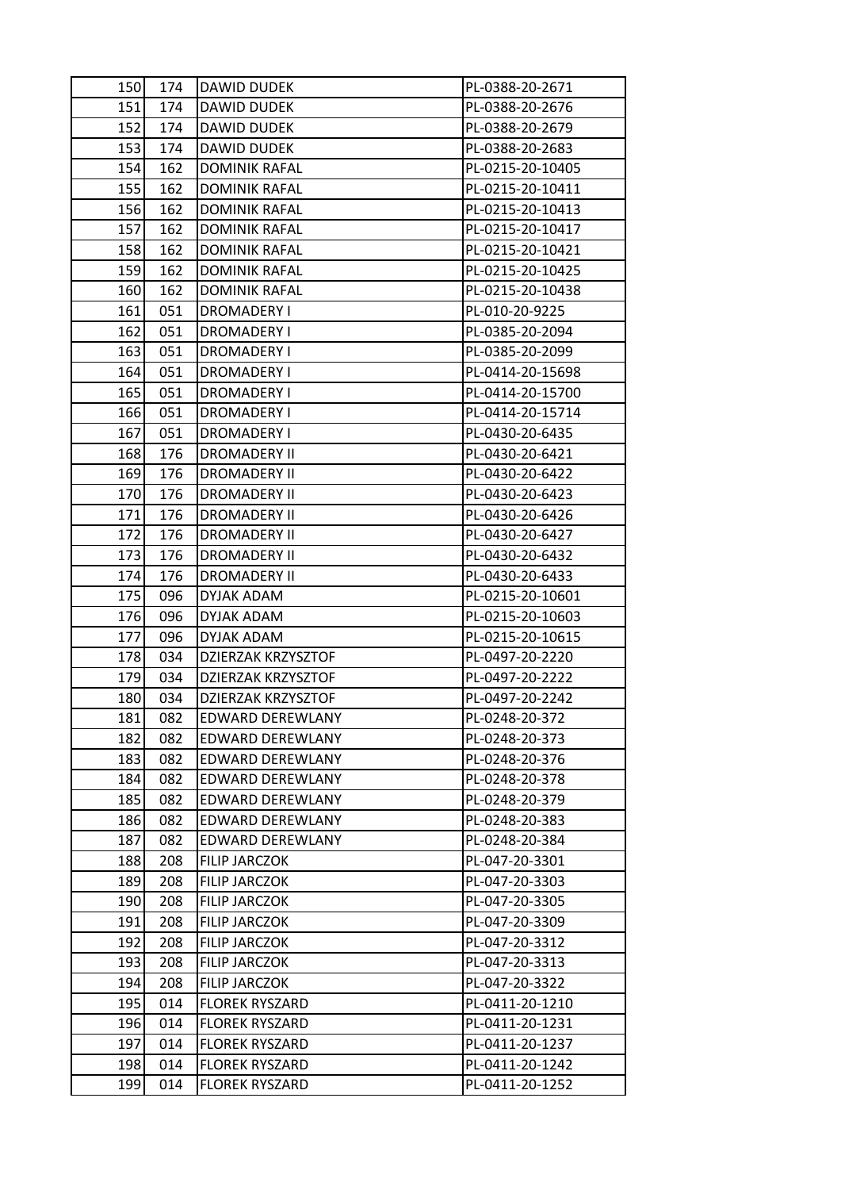| 150 | 174 | DAWID DUDEK | PL-0388-20-2671 |
|---|---|---|---|
| 151 | 174 | DAWID DUDEK | PL-0388-20-2676 |
| 152 | 174 | DAWID DUDEK | PL-0388-20-2679 |
| 153 | 174 | DAWID DUDEK | PL-0388-20-2683 |
| 154 | 162 | DOMINIK RAFAL | PL-0215-20-10405 |
| 155 | 162 | DOMINIK RAFAL | PL-0215-20-10411 |
| 156 | 162 | DOMINIK RAFAL | PL-0215-20-10413 |
| 157 | 162 | DOMINIK RAFAL | PL-0215-20-10417 |
| 158 | 162 | DOMINIK RAFAL | PL-0215-20-10421 |
| 159 | 162 | DOMINIK RAFAL | PL-0215-20-10425 |
| 160 | 162 | DOMINIK RAFAL | PL-0215-20-10438 |
| 161 | 051 | DROMADERY I | PL-010-20-9225 |
| 162 | 051 | DROMADERY I | PL-0385-20-2094 |
| 163 | 051 | DROMADERY I | PL-0385-20-2099 |
| 164 | 051 | DROMADERY I | PL-0414-20-15698 |
| 165 | 051 | DROMADERY I | PL-0414-20-15700 |
| 166 | 051 | DROMADERY I | PL-0414-20-15714 |
| 167 | 051 | DROMADERY I | PL-0430-20-6435 |
| 168 | 176 | DROMADERY II | PL-0430-20-6421 |
| 169 | 176 | DROMADERY II | PL-0430-20-6422 |
| 170 | 176 | DROMADERY II | PL-0430-20-6423 |
| 171 | 176 | DROMADERY II | PL-0430-20-6426 |
| 172 | 176 | DROMADERY II | PL-0430-20-6427 |
| 173 | 176 | DROMADERY II | PL-0430-20-6432 |
| 174 | 176 | DROMADERY II | PL-0430-20-6433 |
| 175 | 096 | DYJAK ADAM | PL-0215-20-10601 |
| 176 | 096 | DYJAK ADAM | PL-0215-20-10603 |
| 177 | 096 | DYJAK ADAM | PL-0215-20-10615 |
| 178 | 034 | DZIERZAK KRZYSZTOF | PL-0497-20-2220 |
| 179 | 034 | DZIERZAK KRZYSZTOF | PL-0497-20-2222 |
| 180 | 034 | DZIERZAK KRZYSZTOF | PL-0497-20-2242 |
| 181 | 082 | EDWARD DEREWLANY | PL-0248-20-372 |
| 182 | 082 | EDWARD DEREWLANY | PL-0248-20-373 |
| 183 | 082 | EDWARD DEREWLANY | PL-0248-20-376 |
| 184 | 082 | EDWARD DEREWLANY | PL-0248-20-378 |
| 185 | 082 | EDWARD DEREWLANY | PL-0248-20-379 |
| 186 | 082 | EDWARD DEREWLANY | PL-0248-20-383 |
| 187 | 082 | EDWARD DEREWLANY | PL-0248-20-384 |
| 188 | 208 | FILIP JARCZOK | PL-047-20-3301 |
| 189 | 208 | FILIP JARCZOK | PL-047-20-3303 |
| 190 | 208 | FILIP JARCZOK | PL-047-20-3305 |
| 191 | 208 | FILIP JARCZOK | PL-047-20-3309 |
| 192 | 208 | FILIP JARCZOK | PL-047-20-3312 |
| 193 | 208 | FILIP JARCZOK | PL-047-20-3313 |
| 194 | 208 | FILIP JARCZOK | PL-047-20-3322 |
| 195 | 014 | FLOREK RYSZARD | PL-0411-20-1210 |
| 196 | 014 | FLOREK RYSZARD | PL-0411-20-1231 |
| 197 | 014 | FLOREK RYSZARD | PL-0411-20-1237 |
| 198 | 014 | FLOREK RYSZARD | PL-0411-20-1242 |
| 199 | 014 | FLOREK RYSZARD | PL-0411-20-1252 |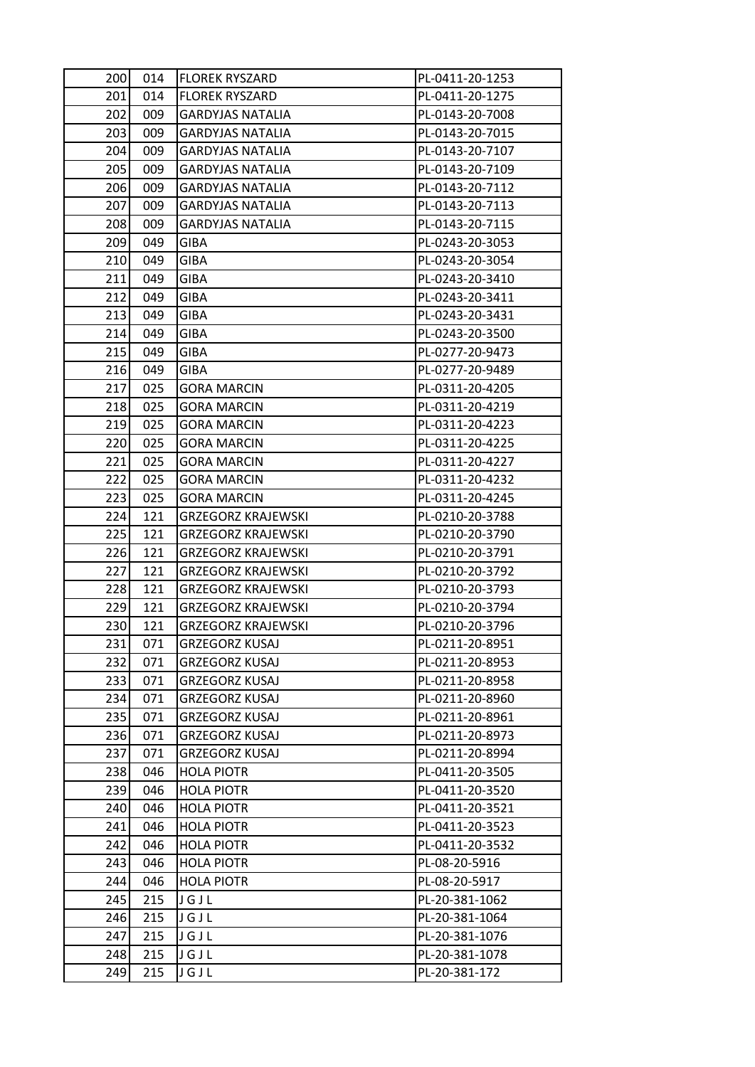| 200 | 014 | FLOREK RYSZARD | PL-0411-20-1253 |
|---|---|---|---|
| 201 | 014 | FLOREK RYSZARD | PL-0411-20-1275 |
| 202 | 009 | GARDYJAS NATALIA | PL-0143-20-7008 |
| 203 | 009 | GARDYJAS NATALIA | PL-0143-20-7015 |
| 204 | 009 | GARDYJAS NATALIA | PL-0143-20-7107 |
| 205 | 009 | GARDYJAS NATALIA | PL-0143-20-7109 |
| 206 | 009 | GARDYJAS NATALIA | PL-0143-20-7112 |
| 207 | 009 | GARDYJAS NATALIA | PL-0143-20-7113 |
| 208 | 009 | GARDYJAS NATALIA | PL-0143-20-7115 |
| 209 | 049 | GIBA | PL-0243-20-3053 |
| 210 | 049 | GIBA | PL-0243-20-3054 |
| 211 | 049 | GIBA | PL-0243-20-3410 |
| 212 | 049 | GIBA | PL-0243-20-3411 |
| 213 | 049 | GIBA | PL-0243-20-3431 |
| 214 | 049 | GIBA | PL-0243-20-3500 |
| 215 | 049 | GIBA | PL-0277-20-9473 |
| 216 | 049 | GIBA | PL-0277-20-9489 |
| 217 | 025 | GORA MARCIN | PL-0311-20-4205 |
| 218 | 025 | GORA MARCIN | PL-0311-20-4219 |
| 219 | 025 | GORA MARCIN | PL-0311-20-4223 |
| 220 | 025 | GORA MARCIN | PL-0311-20-4225 |
| 221 | 025 | GORA MARCIN | PL-0311-20-4227 |
| 222 | 025 | GORA MARCIN | PL-0311-20-4232 |
| 223 | 025 | GORA MARCIN | PL-0311-20-4245 |
| 224 | 121 | GRZEGORZ KRAJEWSKI | PL-0210-20-3788 |
| 225 | 121 | GRZEGORZ KRAJEWSKI | PL-0210-20-3790 |
| 226 | 121 | GRZEGORZ KRAJEWSKI | PL-0210-20-3791 |
| 227 | 121 | GRZEGORZ KRAJEWSKI | PL-0210-20-3792 |
| 228 | 121 | GRZEGORZ KRAJEWSKI | PL-0210-20-3793 |
| 229 | 121 | GRZEGORZ KRAJEWSKI | PL-0210-20-3794 |
| 230 | 121 | GRZEGORZ KRAJEWSKI | PL-0210-20-3796 |
| 231 | 071 | GRZEGORZ KUSAJ | PL-0211-20-8951 |
| 232 | 071 | GRZEGORZ KUSAJ | PL-0211-20-8953 |
| 233 | 071 | GRZEGORZ KUSAJ | PL-0211-20-8958 |
| 234 | 071 | GRZEGORZ KUSAJ | PL-0211-20-8960 |
| 235 | 071 | GRZEGORZ KUSAJ | PL-0211-20-8961 |
| 236 | 071 | GRZEGORZ KUSAJ | PL-0211-20-8973 |
| 237 | 071 | GRZEGORZ KUSAJ | PL-0211-20-8994 |
| 238 | 046 | HOLA PIOTR | PL-0411-20-3505 |
| 239 | 046 | HOLA PIOTR | PL-0411-20-3520 |
| 240 | 046 | HOLA PIOTR | PL-0411-20-3521 |
| 241 | 046 | HOLA PIOTR | PL-0411-20-3523 |
| 242 | 046 | HOLA PIOTR | PL-0411-20-3532 |
| 243 | 046 | HOLA PIOTR | PL-08-20-5916 |
| 244 | 046 | HOLA PIOTR | PL-08-20-5917 |
| 245 | 215 | J G J L | PL-20-381-1062 |
| 246 | 215 | J G J L | PL-20-381-1064 |
| 247 | 215 | J G J L | PL-20-381-1076 |
| 248 | 215 | J G J L | PL-20-381-1078 |
| 249 | 215 | J G J L | PL-20-381-172 |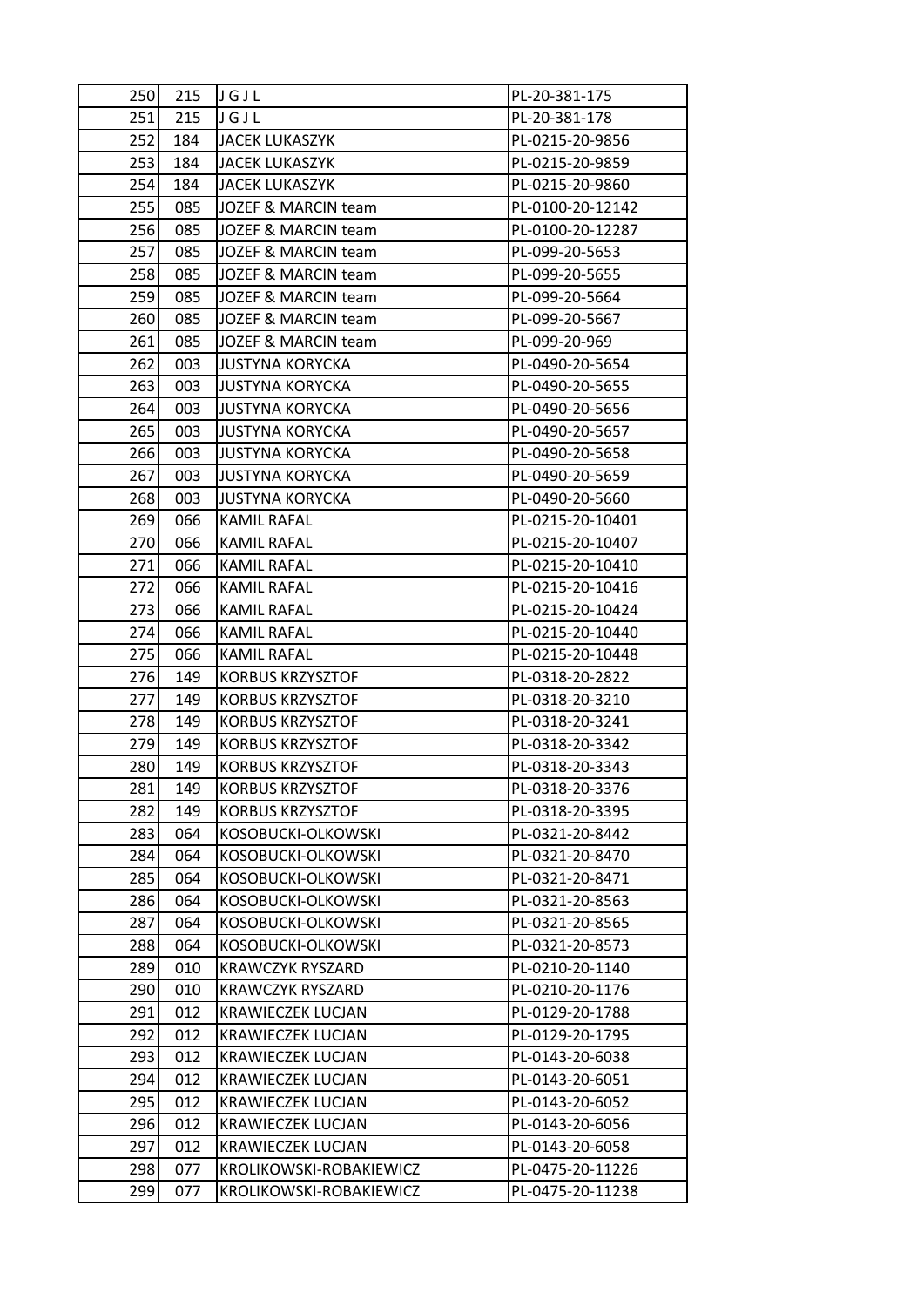| 250 | 215 | J G J L | PL-20-381-175 |
|---|---|---|---|
| 251 | 215 | J G J L | PL-20-381-178 |
| 252 | 184 | JACEK LUKASZYK | PL-0215-20-9856 |
| 253 | 184 | JACEK LUKASZYK | PL-0215-20-9859 |
| 254 | 184 | JACEK LUKASZYK | PL-0215-20-9860 |
| 255 | 085 | JOZEF & MARCIN team | PL-0100-20-12142 |
| 256 | 085 | JOZEF & MARCIN team | PL-0100-20-12287 |
| 257 | 085 | JOZEF & MARCIN team | PL-099-20-5653 |
| 258 | 085 | JOZEF & MARCIN team | PL-099-20-5655 |
| 259 | 085 | JOZEF & MARCIN team | PL-099-20-5664 |
| 260 | 085 | JOZEF & MARCIN team | PL-099-20-5667 |
| 261 | 085 | JOZEF & MARCIN team | PL-099-20-969 |
| 262 | 003 | JUSTYNA KORYCKA | PL-0490-20-5654 |
| 263 | 003 | JUSTYNA KORYCKA | PL-0490-20-5655 |
| 264 | 003 | JUSTYNA KORYCKA | PL-0490-20-5656 |
| 265 | 003 | JUSTYNA KORYCKA | PL-0490-20-5657 |
| 266 | 003 | JUSTYNA KORYCKA | PL-0490-20-5658 |
| 267 | 003 | JUSTYNA KORYCKA | PL-0490-20-5659 |
| 268 | 003 | JUSTYNA KORYCKA | PL-0490-20-5660 |
| 269 | 066 | KAMIL RAFAL | PL-0215-20-10401 |
| 270 | 066 | KAMIL RAFAL | PL-0215-20-10407 |
| 271 | 066 | KAMIL RAFAL | PL-0215-20-10410 |
| 272 | 066 | KAMIL RAFAL | PL-0215-20-10416 |
| 273 | 066 | KAMIL RAFAL | PL-0215-20-10424 |
| 274 | 066 | KAMIL RAFAL | PL-0215-20-10440 |
| 275 | 066 | KAMIL RAFAL | PL-0215-20-10448 |
| 276 | 149 | KORBUS KRZYSZTOF | PL-0318-20-2822 |
| 277 | 149 | KORBUS KRZYSZTOF | PL-0318-20-3210 |
| 278 | 149 | KORBUS KRZYSZTOF | PL-0318-20-3241 |
| 279 | 149 | KORBUS KRZYSZTOF | PL-0318-20-3342 |
| 280 | 149 | KORBUS KRZYSZTOF | PL-0318-20-3343 |
| 281 | 149 | KORBUS KRZYSZTOF | PL-0318-20-3376 |
| 282 | 149 | KORBUS KRZYSZTOF | PL-0318-20-3395 |
| 283 | 064 | KOSOBUCKI-OLKOWSKI | PL-0321-20-8442 |
| 284 | 064 | KOSOBUCKI-OLKOWSKI | PL-0321-20-8470 |
| 285 | 064 | KOSOBUCKI-OLKOWSKI | PL-0321-20-8471 |
| 286 | 064 | KOSOBUCKI-OLKOWSKI | PL-0321-20-8563 |
| 287 | 064 | KOSOBUCKI-OLKOWSKI | PL-0321-20-8565 |
| 288 | 064 | KOSOBUCKI-OLKOWSKI | PL-0321-20-8573 |
| 289 | 010 | KRAWCZYK RYSZARD | PL-0210-20-1140 |
| 290 | 010 | KRAWCZYK RYSZARD | PL-0210-20-1176 |
| 291 | 012 | KRAWIECZEK LUCJAN | PL-0129-20-1788 |
| 292 | 012 | KRAWIECZEK LUCJAN | PL-0129-20-1795 |
| 293 | 012 | KRAWIECZEK LUCJAN | PL-0143-20-6038 |
| 294 | 012 | KRAWIECZEK LUCJAN | PL-0143-20-6051 |
| 295 | 012 | KRAWIECZEK LUCJAN | PL-0143-20-6052 |
| 296 | 012 | KRAWIECZEK LUCJAN | PL-0143-20-6056 |
| 297 | 012 | KRAWIECZEK LUCJAN | PL-0143-20-6058 |
| 298 | 077 | KROLIKOWSKI-ROBAKIEWICZ | PL-0475-20-11226 |
| 299 | 077 | KROLIKOWSKI-ROBAKIEWICZ | PL-0475-20-11238 |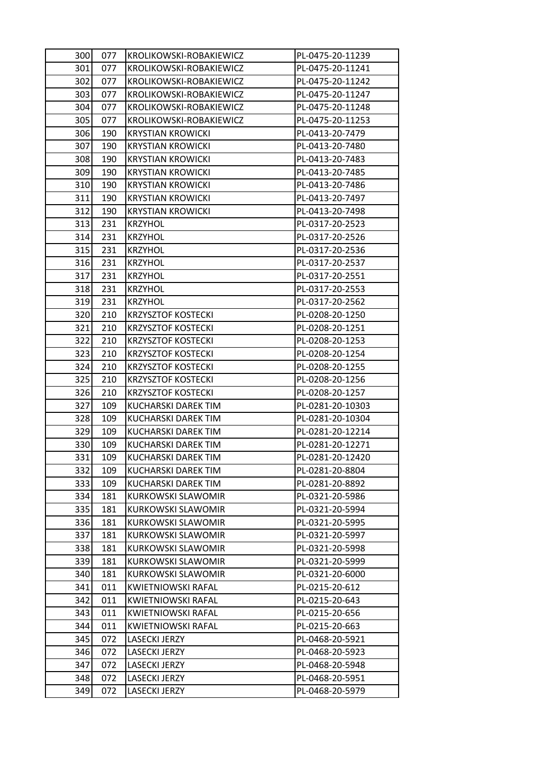| 300 | 077 | KROLIKOWSKI-ROBAKIEWICZ | PL-0475-20-11239 |
|---|---|---|---|
| 301 | 077 | KROLIKOWSKI-ROBAKIEWICZ | PL-0475-20-11241 |
| 302 | 077 | KROLIKOWSKI-ROBAKIEWICZ | PL-0475-20-11242 |
| 303 | 077 | KROLIKOWSKI-ROBAKIEWICZ | PL-0475-20-11247 |
| 304 | 077 | KROLIKOWSKI-ROBAKIEWICZ | PL-0475-20-11248 |
| 305 | 077 | KROLIKOWSKI-ROBAKIEWICZ | PL-0475-20-11253 |
| 306 | 190 | KRYSTIAN KROWICKI | PL-0413-20-7479 |
| 307 | 190 | KRYSTIAN KROWICKI | PL-0413-20-7480 |
| 308 | 190 | KRYSTIAN KROWICKI | PL-0413-20-7483 |
| 309 | 190 | KRYSTIAN KROWICKI | PL-0413-20-7485 |
| 310 | 190 | KRYSTIAN KROWICKI | PL-0413-20-7486 |
| 311 | 190 | KRYSTIAN KROWICKI | PL-0413-20-7497 |
| 312 | 190 | KRYSTIAN KROWICKI | PL-0413-20-7498 |
| 313 | 231 | KRZYHOL | PL-0317-20-2523 |
| 314 | 231 | KRZYHOL | PL-0317-20-2526 |
| 315 | 231 | KRZYHOL | PL-0317-20-2536 |
| 316 | 231 | KRZYHOL | PL-0317-20-2537 |
| 317 | 231 | KRZYHOL | PL-0317-20-2551 |
| 318 | 231 | KRZYHOL | PL-0317-20-2553 |
| 319 | 231 | KRZYHOL | PL-0317-20-2562 |
| 320 | 210 | KRZYSZTOF KOSTECKI | PL-0208-20-1250 |
| 321 | 210 | KRZYSZTOF KOSTECKI | PL-0208-20-1251 |
| 322 | 210 | KRZYSZTOF KOSTECKI | PL-0208-20-1253 |
| 323 | 210 | KRZYSZTOF KOSTECKI | PL-0208-20-1254 |
| 324 | 210 | KRZYSZTOF KOSTECKI | PL-0208-20-1255 |
| 325 | 210 | KRZYSZTOF KOSTECKI | PL-0208-20-1256 |
| 326 | 210 | KRZYSZTOF KOSTECKI | PL-0208-20-1257 |
| 327 | 109 | KUCHARSKI DAREK TIM | PL-0281-20-10303 |
| 328 | 109 | KUCHARSKI DAREK TIM | PL-0281-20-10304 |
| 329 | 109 | KUCHARSKI DAREK TIM | PL-0281-20-12214 |
| 330 | 109 | KUCHARSKI DAREK TIM | PL-0281-20-12271 |
| 331 | 109 | KUCHARSKI DAREK TIM | PL-0281-20-12420 |
| 332 | 109 | KUCHARSKI DAREK TIM | PL-0281-20-8804 |
| 333 | 109 | KUCHARSKI DAREK TIM | PL-0281-20-8892 |
| 334 | 181 | KURKOWSKI SLAWOMIR | PL-0321-20-5986 |
| 335 | 181 | KURKOWSKI SLAWOMIR | PL-0321-20-5994 |
| 336 | 181 | KURKOWSKI SLAWOMIR | PL-0321-20-5995 |
| 337 | 181 | KURKOWSKI SLAWOMIR | PL-0321-20-5997 |
| 338 | 181 | KURKOWSKI SLAWOMIR | PL-0321-20-5998 |
| 339 | 181 | KURKOWSKI SLAWOMIR | PL-0321-20-5999 |
| 340 | 181 | KURKOWSKI SLAWOMIR | PL-0321-20-6000 |
| 341 | 011 | KWIETNIOWSKI RAFAL | PL-0215-20-612 |
| 342 | 011 | KWIETNIOWSKI RAFAL | PL-0215-20-643 |
| 343 | 011 | KWIETNIOWSKI RAFAL | PL-0215-20-656 |
| 344 | 011 | KWIETNIOWSKI RAFAL | PL-0215-20-663 |
| 345 | 072 | LASECKI JERZY | PL-0468-20-5921 |
| 346 | 072 | LASECKI JERZY | PL-0468-20-5923 |
| 347 | 072 | LASECKI JERZY | PL-0468-20-5948 |
| 348 | 072 | LASECKI JERZY | PL-0468-20-5951 |
| 349 | 072 | LASECKI JERZY | PL-0468-20-5979 |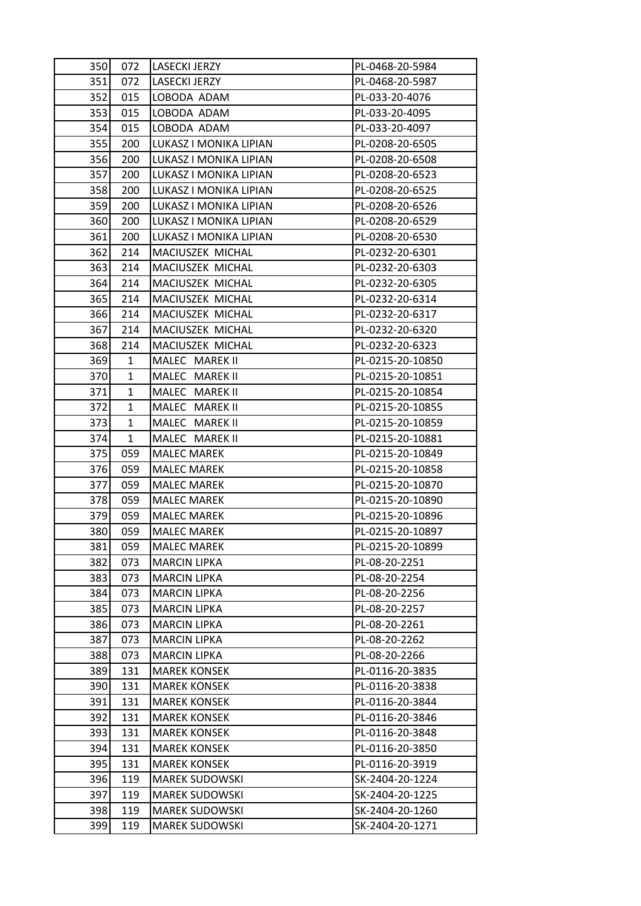| 350 | 072 | LASECKI JERZY | PL-0468-20-5984 |
|---|---|---|---|
| 351 | 072 | LASECKI JERZY | PL-0468-20-5987 |
| 352 | 015 | LOBODA ADAM | PL-033-20-4076 |
| 353 | 015 | LOBODA ADAM | PL-033-20-4095 |
| 354 | 015 | LOBODA ADAM | PL-033-20-4097 |
| 355 | 200 | LUKASZ I MONIKA LIPIAN | PL-0208-20-6505 |
| 356 | 200 | LUKASZ I MONIKA LIPIAN | PL-0208-20-6508 |
| 357 | 200 | LUKASZ I MONIKA LIPIAN | PL-0208-20-6523 |
| 358 | 200 | LUKASZ I MONIKA LIPIAN | PL-0208-20-6525 |
| 359 | 200 | LUKASZ I MONIKA LIPIAN | PL-0208-20-6526 |
| 360 | 200 | LUKASZ I MONIKA LIPIAN | PL-0208-20-6529 |
| 361 | 200 | LUKASZ I MONIKA LIPIAN | PL-0208-20-6530 |
| 362 | 214 | MACIUSZEK MICHAL | PL-0232-20-6301 |
| 363 | 214 | MACIUSZEK MICHAL | PL-0232-20-6303 |
| 364 | 214 | MACIUSZEK MICHAL | PL-0232-20-6305 |
| 365 | 214 | MACIUSZEK MICHAL | PL-0232-20-6314 |
| 366 | 214 | MACIUSZEK MICHAL | PL-0232-20-6317 |
| 367 | 214 | MACIUSZEK MICHAL | PL-0232-20-6320 |
| 368 | 214 | MACIUSZEK MICHAL | PL-0232-20-6323 |
| 369 | 1 | MALEC MAREK II | PL-0215-20-10850 |
| 370 | 1 | MALEC MAREK II | PL-0215-20-10851 |
| 371 | 1 | MALEC MAREK II | PL-0215-20-10854 |
| 372 | 1 | MALEC MAREK II | PL-0215-20-10855 |
| 373 | 1 | MALEC MAREK II | PL-0215-20-10859 |
| 374 | 1 | MALEC MAREK II | PL-0215-20-10881 |
| 375 | 059 | MALEC MAREK | PL-0215-20-10849 |
| 376 | 059 | MALEC MAREK | PL-0215-20-10858 |
| 377 | 059 | MALEC MAREK | PL-0215-20-10870 |
| 378 | 059 | MALEC MAREK | PL-0215-20-10890 |
| 379 | 059 | MALEC MAREK | PL-0215-20-10896 |
| 380 | 059 | MALEC MAREK | PL-0215-20-10897 |
| 381 | 059 | MALEC MAREK | PL-0215-20-10899 |
| 382 | 073 | MARCIN LIPKA | PL-08-20-2251 |
| 383 | 073 | MARCIN LIPKA | PL-08-20-2254 |
| 384 | 073 | MARCIN LIPKA | PL-08-20-2256 |
| 385 | 073 | MARCIN LIPKA | PL-08-20-2257 |
| 386 | 073 | MARCIN LIPKA | PL-08-20-2261 |
| 387 | 073 | MARCIN LIPKA | PL-08-20-2262 |
| 388 | 073 | MARCIN LIPKA | PL-08-20-2266 |
| 389 | 131 | MAREK KONSEK | PL-0116-20-3835 |
| 390 | 131 | MAREK KONSEK | PL-0116-20-3838 |
| 391 | 131 | MAREK KONSEK | PL-0116-20-3844 |
| 392 | 131 | MAREK KONSEK | PL-0116-20-3846 |
| 393 | 131 | MAREK KONSEK | PL-0116-20-3848 |
| 394 | 131 | MAREK KONSEK | PL-0116-20-3850 |
| 395 | 131 | MAREK KONSEK | PL-0116-20-3919 |
| 396 | 119 | MAREK SUDOWSKI | SK-2404-20-1224 |
| 397 | 119 | MAREK SUDOWSKI | SK-2404-20-1225 |
| 398 | 119 | MAREK SUDOWSKI | SK-2404-20-1260 |
| 399 | 119 | MAREK SUDOWSKI | SK-2404-20-1271 |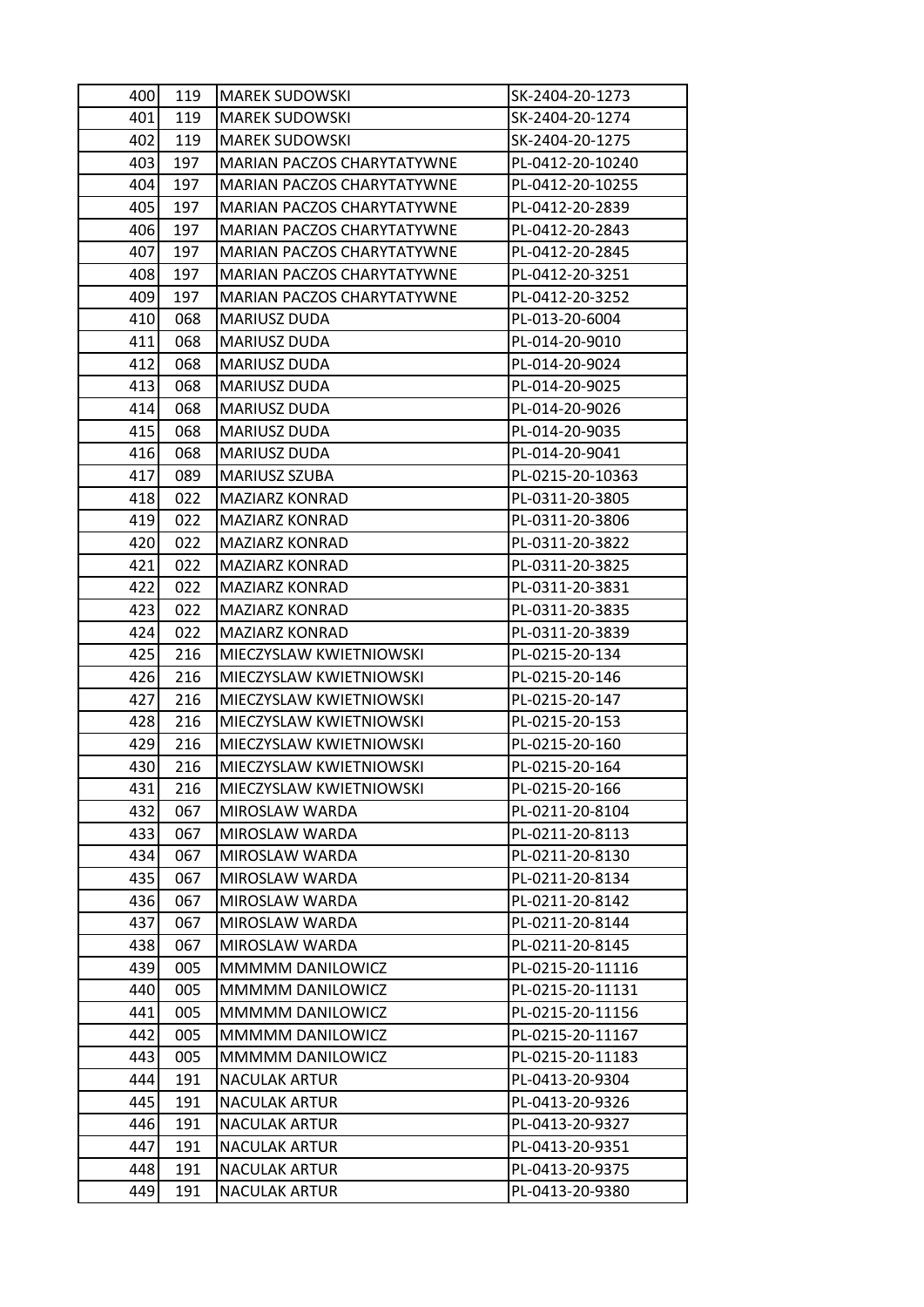| 400 | 119 | MAREK SUDOWSKI | SK-2404-20-1273 |
|---|---|---|---|
| 401 | 119 | MAREK SUDOWSKI | SK-2404-20-1274 |
| 402 | 119 | MAREK SUDOWSKI | SK-2404-20-1275 |
| 403 | 197 | MARIAN PACZOS CHARYTATYWNE | PL-0412-20-10240 |
| 404 | 197 | MARIAN PACZOS CHARYTATYWNE | PL-0412-20-10255 |
| 405 | 197 | MARIAN PACZOS CHARYTATYWNE | PL-0412-20-2839 |
| 406 | 197 | MARIAN PACZOS CHARYTATYWNE | PL-0412-20-2843 |
| 407 | 197 | MARIAN PACZOS CHARYTATYWNE | PL-0412-20-2845 |
| 408 | 197 | MARIAN PACZOS CHARYTATYWNE | PL-0412-20-3251 |
| 409 | 197 | MARIAN PACZOS CHARYTATYWNE | PL-0412-20-3252 |
| 410 | 068 | MARIUSZ DUDA | PL-013-20-6004 |
| 411 | 068 | MARIUSZ DUDA | PL-014-20-9010 |
| 412 | 068 | MARIUSZ DUDA | PL-014-20-9024 |
| 413 | 068 | MARIUSZ DUDA | PL-014-20-9025 |
| 414 | 068 | MARIUSZ DUDA | PL-014-20-9026 |
| 415 | 068 | MARIUSZ DUDA | PL-014-20-9035 |
| 416 | 068 | MARIUSZ DUDA | PL-014-20-9041 |
| 417 | 089 | MARIUSZ SZUBA | PL-0215-20-10363 |
| 418 | 022 | MAZIARZ KONRAD | PL-0311-20-3805 |
| 419 | 022 | MAZIARZ KONRAD | PL-0311-20-3806 |
| 420 | 022 | MAZIARZ KONRAD | PL-0311-20-3822 |
| 421 | 022 | MAZIARZ KONRAD | PL-0311-20-3825 |
| 422 | 022 | MAZIARZ KONRAD | PL-0311-20-3831 |
| 423 | 022 | MAZIARZ KONRAD | PL-0311-20-3835 |
| 424 | 022 | MAZIARZ KONRAD | PL-0311-20-3839 |
| 425 | 216 | MIECZYSLAW KWIETNIOWSKI | PL-0215-20-134 |
| 426 | 216 | MIECZYSLAW KWIETNIOWSKI | PL-0215-20-146 |
| 427 | 216 | MIECZYSLAW KWIETNIOWSKI | PL-0215-20-147 |
| 428 | 216 | MIECZYSLAW KWIETNIOWSKI | PL-0215-20-153 |
| 429 | 216 | MIECZYSLAW KWIETNIOWSKI | PL-0215-20-160 |
| 430 | 216 | MIECZYSLAW KWIETNIOWSKI | PL-0215-20-164 |
| 431 | 216 | MIECZYSLAW KWIETNIOWSKI | PL-0215-20-166 |
| 432 | 067 | MIROSLAW WARDA | PL-0211-20-8104 |
| 433 | 067 | MIROSLAW WARDA | PL-0211-20-8113 |
| 434 | 067 | MIROSLAW WARDA | PL-0211-20-8130 |
| 435 | 067 | MIROSLAW WARDA | PL-0211-20-8134 |
| 436 | 067 | MIROSLAW WARDA | PL-0211-20-8142 |
| 437 | 067 | MIROSLAW WARDA | PL-0211-20-8144 |
| 438 | 067 | MIROSLAW WARDA | PL-0211-20-8145 |
| 439 | 005 | MMMMM DANILOWICZ | PL-0215-20-11116 |
| 440 | 005 | MMMMM DANILOWICZ | PL-0215-20-11131 |
| 441 | 005 | MMMMM DANILOWICZ | PL-0215-20-11156 |
| 442 | 005 | MMMMM DANILOWICZ | PL-0215-20-11167 |
| 443 | 005 | MMMMM DANILOWICZ | PL-0215-20-11183 |
| 444 | 191 | NACULAK ARTUR | PL-0413-20-9304 |
| 445 | 191 | NACULAK ARTUR | PL-0413-20-9326 |
| 446 | 191 | NACULAK ARTUR | PL-0413-20-9327 |
| 447 | 191 | NACULAK ARTUR | PL-0413-20-9351 |
| 448 | 191 | NACULAK ARTUR | PL-0413-20-9375 |
| 449 | 191 | NACULAK ARTUR | PL-0413-20-9380 |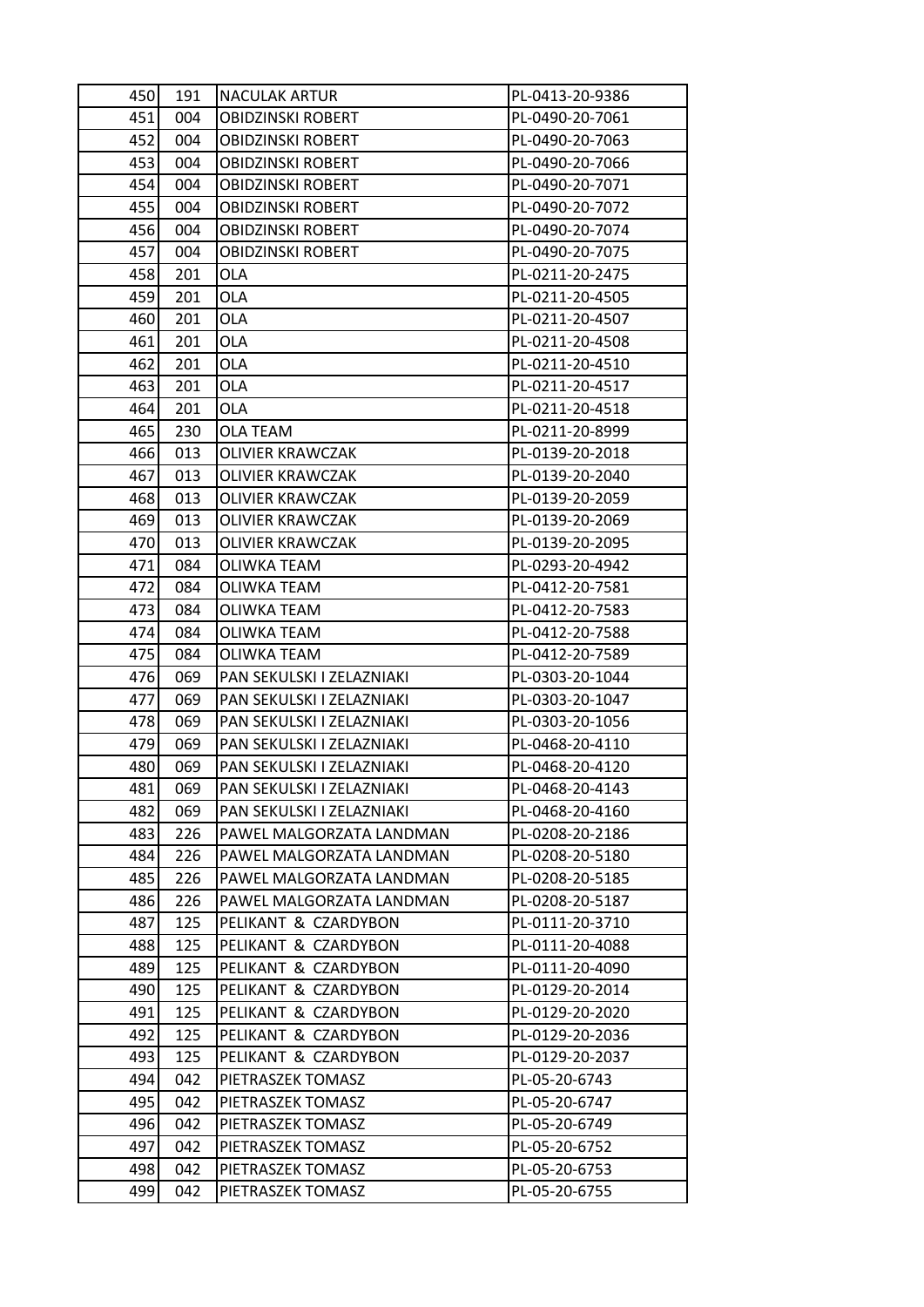| 450 | 191 | NACULAK ARTUR | PL-0413-20-9386 |
|---|---|---|---|
| 451 | 004 | OBIDZINSKI ROBERT | PL-0490-20-7061 |
| 452 | 004 | OBIDZINSKI ROBERT | PL-0490-20-7063 |
| 453 | 004 | OBIDZINSKI ROBERT | PL-0490-20-7066 |
| 454 | 004 | OBIDZINSKI ROBERT | PL-0490-20-7071 |
| 455 | 004 | OBIDZINSKI ROBERT | PL-0490-20-7072 |
| 456 | 004 | OBIDZINSKI ROBERT | PL-0490-20-7074 |
| 457 | 004 | OBIDZINSKI ROBERT | PL-0490-20-7075 |
| 458 | 201 | OLA | PL-0211-20-2475 |
| 459 | 201 | OLA | PL-0211-20-4505 |
| 460 | 201 | OLA | PL-0211-20-4507 |
| 461 | 201 | OLA | PL-0211-20-4508 |
| 462 | 201 | OLA | PL-0211-20-4510 |
| 463 | 201 | OLA | PL-0211-20-4517 |
| 464 | 201 | OLA | PL-0211-20-4518 |
| 465 | 230 | OLA TEAM | PL-0211-20-8999 |
| 466 | 013 | OLIVIER KRAWCZAK | PL-0139-20-2018 |
| 467 | 013 | OLIVIER KRAWCZAK | PL-0139-20-2040 |
| 468 | 013 | OLIVIER KRAWCZAK | PL-0139-20-2059 |
| 469 | 013 | OLIVIER KRAWCZAK | PL-0139-20-2069 |
| 470 | 013 | OLIVIER KRAWCZAK | PL-0139-20-2095 |
| 471 | 084 | OLIWKA TEAM | PL-0293-20-4942 |
| 472 | 084 | OLIWKA TEAM | PL-0412-20-7581 |
| 473 | 084 | OLIWKA TEAM | PL-0412-20-7583 |
| 474 | 084 | OLIWKA TEAM | PL-0412-20-7588 |
| 475 | 084 | OLIWKA TEAM | PL-0412-20-7589 |
| 476 | 069 | PAN SEKULSKI I ZELAZNIAKI | PL-0303-20-1044 |
| 477 | 069 | PAN SEKULSKI I ZELAZNIAKI | PL-0303-20-1047 |
| 478 | 069 | PAN SEKULSKI I ZELAZNIAKI | PL-0303-20-1056 |
| 479 | 069 | PAN SEKULSKI I ZELAZNIAKI | PL-0468-20-4110 |
| 480 | 069 | PAN SEKULSKI I ZELAZNIAKI | PL-0468-20-4120 |
| 481 | 069 | PAN SEKULSKI I ZELAZNIAKI | PL-0468-20-4143 |
| 482 | 069 | PAN SEKULSKI I ZELAZNIAKI | PL-0468-20-4160 |
| 483 | 226 | PAWEL MALGORZATA LANDMAN | PL-0208-20-2186 |
| 484 | 226 | PAWEL MALGORZATA LANDMAN | PL-0208-20-5180 |
| 485 | 226 | PAWEL MALGORZATA LANDMAN | PL-0208-20-5185 |
| 486 | 226 | PAWEL MALGORZATA LANDMAN | PL-0208-20-5187 |
| 487 | 125 | PELIKANT & CZARDYBON | PL-0111-20-3710 |
| 488 | 125 | PELIKANT & CZARDYBON | PL-0111-20-4088 |
| 489 | 125 | PELIKANT & CZARDYBON | PL-0111-20-4090 |
| 490 | 125 | PELIKANT & CZARDYBON | PL-0129-20-2014 |
| 491 | 125 | PELIKANT & CZARDYBON | PL-0129-20-2020 |
| 492 | 125 | PELIKANT & CZARDYBON | PL-0129-20-2036 |
| 493 | 125 | PELIKANT & CZARDYBON | PL-0129-20-2037 |
| 494 | 042 | PIETRASZEK TOMASZ | PL-05-20-6743 |
| 495 | 042 | PIETRASZEK TOMASZ | PL-05-20-6747 |
| 496 | 042 | PIETRASZEK TOMASZ | PL-05-20-6749 |
| 497 | 042 | PIETRASZEK TOMASZ | PL-05-20-6752 |
| 498 | 042 | PIETRASZEK TOMASZ | PL-05-20-6753 |
| 499 | 042 | PIETRASZEK TOMASZ | PL-05-20-6755 |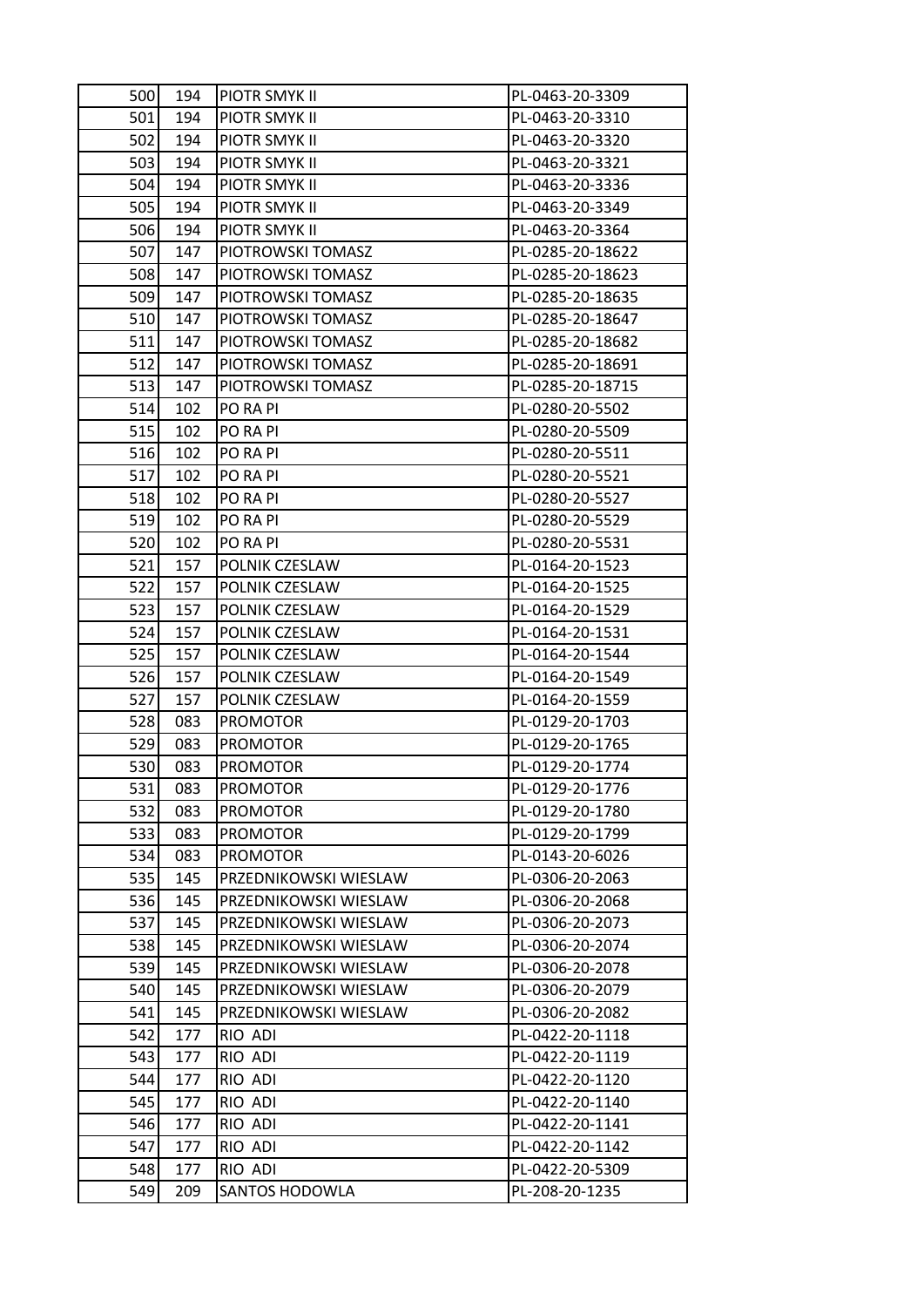| 500 | 194 | PIOTR SMYK II | PL-0463-20-3309 |
|---|---|---|---|
| 501 | 194 | PIOTR SMYK II | PL-0463-20-3310 |
| 502 | 194 | PIOTR SMYK II | PL-0463-20-3320 |
| 503 | 194 | PIOTR SMYK II | PL-0463-20-3321 |
| 504 | 194 | PIOTR SMYK II | PL-0463-20-3336 |
| 505 | 194 | PIOTR SMYK II | PL-0463-20-3349 |
| 506 | 194 | PIOTR SMYK II | PL-0463-20-3364 |
| 507 | 147 | PIOTROWSKI TOMASZ | PL-0285-20-18622 |
| 508 | 147 | PIOTROWSKI TOMASZ | PL-0285-20-18623 |
| 509 | 147 | PIOTROWSKI TOMASZ | PL-0285-20-18635 |
| 510 | 147 | PIOTROWSKI TOMASZ | PL-0285-20-18647 |
| 511 | 147 | PIOTROWSKI TOMASZ | PL-0285-20-18682 |
| 512 | 147 | PIOTROWSKI TOMASZ | PL-0285-20-18691 |
| 513 | 147 | PIOTROWSKI TOMASZ | PL-0285-20-18715 |
| 514 | 102 | PO RA PI | PL-0280-20-5502 |
| 515 | 102 | PO RA PI | PL-0280-20-5509 |
| 516 | 102 | PO RA PI | PL-0280-20-5511 |
| 517 | 102 | PO RA PI | PL-0280-20-5521 |
| 518 | 102 | PO RA PI | PL-0280-20-5527 |
| 519 | 102 | PO RA PI | PL-0280-20-5529 |
| 520 | 102 | PO RA PI | PL-0280-20-5531 |
| 521 | 157 | POLNIK CZESLAW | PL-0164-20-1523 |
| 522 | 157 | POLNIK CZESLAW | PL-0164-20-1525 |
| 523 | 157 | POLNIK CZESLAW | PL-0164-20-1529 |
| 524 | 157 | POLNIK CZESLAW | PL-0164-20-1531 |
| 525 | 157 | POLNIK CZESLAW | PL-0164-20-1544 |
| 526 | 157 | POLNIK CZESLAW | PL-0164-20-1549 |
| 527 | 157 | POLNIK CZESLAW | PL-0164-20-1559 |
| 528 | 083 | PROMOTOR | PL-0129-20-1703 |
| 529 | 083 | PROMOTOR | PL-0129-20-1765 |
| 530 | 083 | PROMOTOR | PL-0129-20-1774 |
| 531 | 083 | PROMOTOR | PL-0129-20-1776 |
| 532 | 083 | PROMOTOR | PL-0129-20-1780 |
| 533 | 083 | PROMOTOR | PL-0129-20-1799 |
| 534 | 083 | PROMOTOR | PL-0143-20-6026 |
| 535 | 145 | PRZEDNIKOWSKI WIESLAW | PL-0306-20-2063 |
| 536 | 145 | PRZEDNIKOWSKI WIESLAW | PL-0306-20-2068 |
| 537 | 145 | PRZEDNIKOWSKI WIESLAW | PL-0306-20-2073 |
| 538 | 145 | PRZEDNIKOWSKI WIESLAW | PL-0306-20-2074 |
| 539 | 145 | PRZEDNIKOWSKI WIESLAW | PL-0306-20-2078 |
| 540 | 145 | PRZEDNIKOWSKI WIESLAW | PL-0306-20-2079 |
| 541 | 145 | PRZEDNIKOWSKI WIESLAW | PL-0306-20-2082 |
| 542 | 177 | RIO ADI | PL-0422-20-1118 |
| 543 | 177 | RIO ADI | PL-0422-20-1119 |
| 544 | 177 | RIO ADI | PL-0422-20-1120 |
| 545 | 177 | RIO ADI | PL-0422-20-1140 |
| 546 | 177 | RIO ADI | PL-0422-20-1141 |
| 547 | 177 | RIO ADI | PL-0422-20-1142 |
| 548 | 177 | RIO ADI | PL-0422-20-5309 |
| 549 | 209 | SANTOS HODOWLA | PL-208-20-1235 |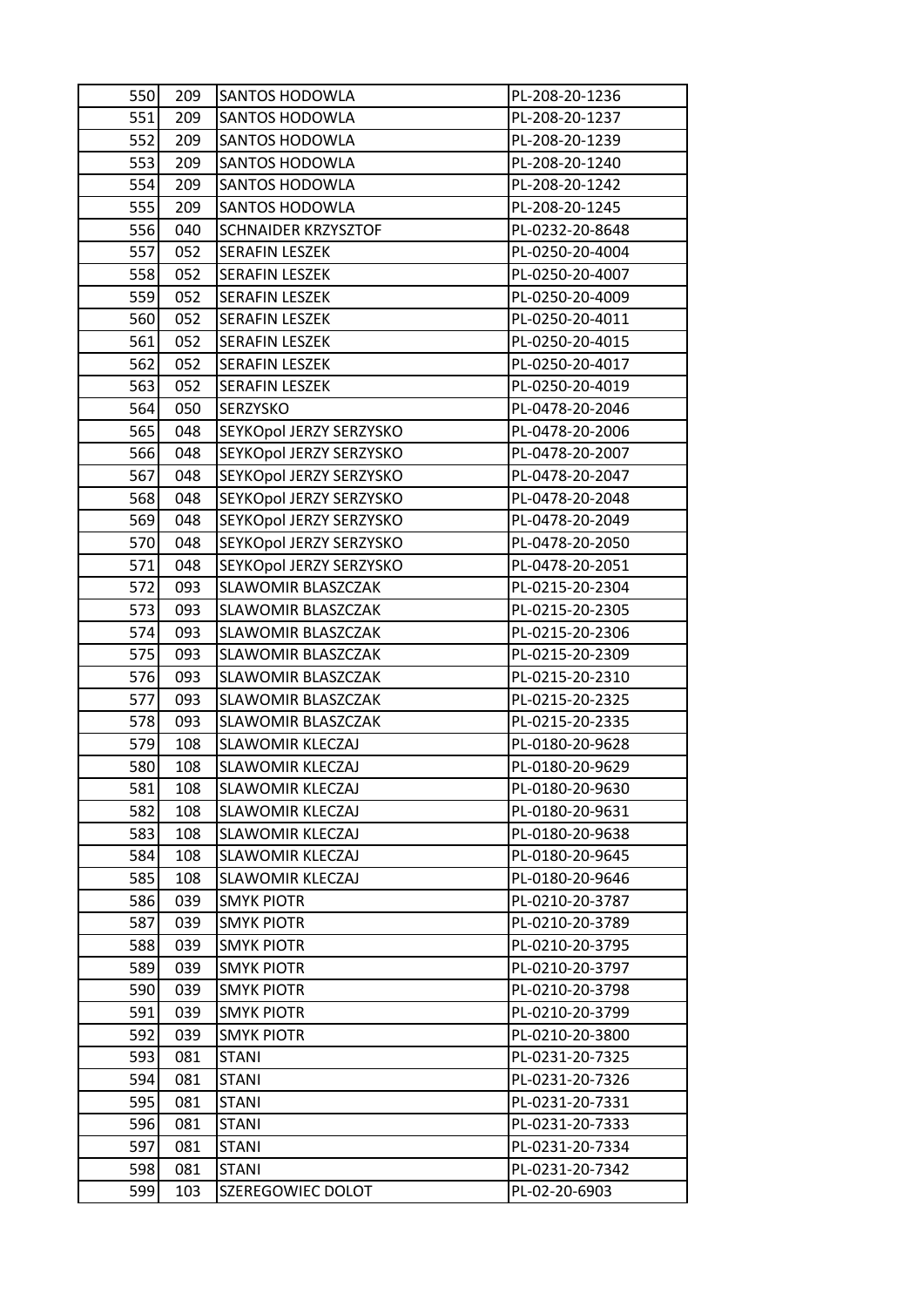| 550 | 209 | SANTOS HODOWLA | PL-208-20-1236 |
|---|---|---|---|
| 551 | 209 | SANTOS HODOWLA | PL-208-20-1237 |
| 552 | 209 | SANTOS HODOWLA | PL-208-20-1239 |
| 553 | 209 | SANTOS HODOWLA | PL-208-20-1240 |
| 554 | 209 | SANTOS HODOWLA | PL-208-20-1242 |
| 555 | 209 | SANTOS HODOWLA | PL-208-20-1245 |
| 556 | 040 | SCHNAIDER KRZYSZTOF | PL-0232-20-8648 |
| 557 | 052 | SERAFIN LESZEK | PL-0250-20-4004 |
| 558 | 052 | SERAFIN LESZEK | PL-0250-20-4007 |
| 559 | 052 | SERAFIN LESZEK | PL-0250-20-4009 |
| 560 | 052 | SERAFIN LESZEK | PL-0250-20-4011 |
| 561 | 052 | SERAFIN LESZEK | PL-0250-20-4015 |
| 562 | 052 | SERAFIN LESZEK | PL-0250-20-4017 |
| 563 | 052 | SERAFIN LESZEK | PL-0250-20-4019 |
| 564 | 050 | SERZYSKO | PL-0478-20-2046 |
| 565 | 048 | SEYKOpol JERZY SERZYSKO | PL-0478-20-2006 |
| 566 | 048 | SEYKOpol JERZY SERZYSKO | PL-0478-20-2007 |
| 567 | 048 | SEYKOpol JERZY SERZYSKO | PL-0478-20-2047 |
| 568 | 048 | SEYKOpol JERZY SERZYSKO | PL-0478-20-2048 |
| 569 | 048 | SEYKOpol JERZY SERZYSKO | PL-0478-20-2049 |
| 570 | 048 | SEYKOpol JERZY SERZYSKO | PL-0478-20-2050 |
| 571 | 048 | SEYKOpol JERZY SERZYSKO | PL-0478-20-2051 |
| 572 | 093 | SLAWOMIR BLASZCZAK | PL-0215-20-2304 |
| 573 | 093 | SLAWOMIR BLASZCZAK | PL-0215-20-2305 |
| 574 | 093 | SLAWOMIR BLASZCZAK | PL-0215-20-2306 |
| 575 | 093 | SLAWOMIR BLASZCZAK | PL-0215-20-2309 |
| 576 | 093 | SLAWOMIR BLASZCZAK | PL-0215-20-2310 |
| 577 | 093 | SLAWOMIR BLASZCZAK | PL-0215-20-2325 |
| 578 | 093 | SLAWOMIR BLASZCZAK | PL-0215-20-2335 |
| 579 | 108 | SLAWOMIR KLECZAJ | PL-0180-20-9628 |
| 580 | 108 | SLAWOMIR KLECZAJ | PL-0180-20-9629 |
| 581 | 108 | SLAWOMIR KLECZAJ | PL-0180-20-9630 |
| 582 | 108 | SLAWOMIR KLECZAJ | PL-0180-20-9631 |
| 583 | 108 | SLAWOMIR KLECZAJ | PL-0180-20-9638 |
| 584 | 108 | SLAWOMIR KLECZAJ | PL-0180-20-9645 |
| 585 | 108 | SLAWOMIR KLECZAJ | PL-0180-20-9646 |
| 586 | 039 | SMYK PIOTR | PL-0210-20-3787 |
| 587 | 039 | SMYK PIOTR | PL-0210-20-3789 |
| 588 | 039 | SMYK PIOTR | PL-0210-20-3795 |
| 589 | 039 | SMYK PIOTR | PL-0210-20-3797 |
| 590 | 039 | SMYK PIOTR | PL-0210-20-3798 |
| 591 | 039 | SMYK PIOTR | PL-0210-20-3799 |
| 592 | 039 | SMYK PIOTR | PL-0210-20-3800 |
| 593 | 081 | STANI | PL-0231-20-7325 |
| 594 | 081 | STANI | PL-0231-20-7326 |
| 595 | 081 | STANI | PL-0231-20-7331 |
| 596 | 081 | STANI | PL-0231-20-7333 |
| 597 | 081 | STANI | PL-0231-20-7334 |
| 598 | 081 | STANI | PL-0231-20-7342 |
| 599 | 103 | SZEREGOWIEC DOLOT | PL-02-20-6903 |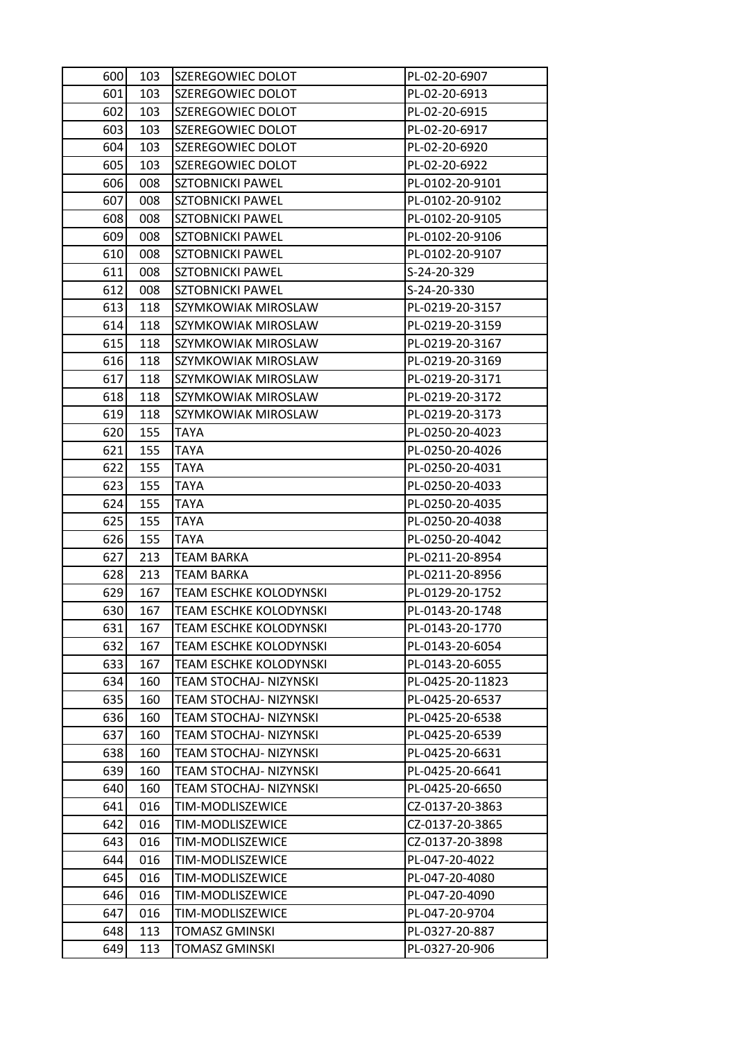| 600 | 103 | SZEREGOWIEC DOLOT | PL-02-20-6907 |
|---|---|---|---|
| 601 | 103 | SZEREGOWIEC DOLOT | PL-02-20-6913 |
| 602 | 103 | SZEREGOWIEC DOLOT | PL-02-20-6915 |
| 603 | 103 | SZEREGOWIEC DOLOT | PL-02-20-6917 |
| 604 | 103 | SZEREGOWIEC DOLOT | PL-02-20-6920 |
| 605 | 103 | SZEREGOWIEC DOLOT | PL-02-20-6922 |
| 606 | 008 | SZTOBNICKI PAWEL | PL-0102-20-9101 |
| 607 | 008 | SZTOBNICKI PAWEL | PL-0102-20-9102 |
| 608 | 008 | SZTOBNICKI PAWEL | PL-0102-20-9105 |
| 609 | 008 | SZTOBNICKI PAWEL | PL-0102-20-9106 |
| 610 | 008 | SZTOBNICKI PAWEL | PL-0102-20-9107 |
| 611 | 008 | SZTOBNICKI PAWEL | S-24-20-329 |
| 612 | 008 | SZTOBNICKI PAWEL | S-24-20-330 |
| 613 | 118 | SZYMKOWIAK MIROSLAW | PL-0219-20-3157 |
| 614 | 118 | SZYMKOWIAK MIROSLAW | PL-0219-20-3159 |
| 615 | 118 | SZYMKOWIAK MIROSLAW | PL-0219-20-3167 |
| 616 | 118 | SZYMKOWIAK MIROSLAW | PL-0219-20-3169 |
| 617 | 118 | SZYMKOWIAK MIROSLAW | PL-0219-20-3171 |
| 618 | 118 | SZYMKOWIAK MIROSLAW | PL-0219-20-3172 |
| 619 | 118 | SZYMKOWIAK MIROSLAW | PL-0219-20-3173 |
| 620 | 155 | TAYA | PL-0250-20-4023 |
| 621 | 155 | TAYA | PL-0250-20-4026 |
| 622 | 155 | TAYA | PL-0250-20-4031 |
| 623 | 155 | TAYA | PL-0250-20-4033 |
| 624 | 155 | TAYA | PL-0250-20-4035 |
| 625 | 155 | TAYA | PL-0250-20-4038 |
| 626 | 155 | TAYA | PL-0250-20-4042 |
| 627 | 213 | TEAM BARKA | PL-0211-20-8954 |
| 628 | 213 | TEAM BARKA | PL-0211-20-8956 |
| 629 | 167 | TEAM ESCHKE KOLODYNSKI | PL-0129-20-1752 |
| 630 | 167 | TEAM ESCHKE KOLODYNSKI | PL-0143-20-1748 |
| 631 | 167 | TEAM ESCHKE KOLODYNSKI | PL-0143-20-1770 |
| 632 | 167 | TEAM ESCHKE KOLODYNSKI | PL-0143-20-6054 |
| 633 | 167 | TEAM ESCHKE KOLODYNSKI | PL-0143-20-6055 |
| 634 | 160 | TEAM STOCHAJ- NIZYNSKI | PL-0425-20-11823 |
| 635 | 160 | TEAM STOCHAJ- NIZYNSKI | PL-0425-20-6537 |
| 636 | 160 | TEAM STOCHAJ- NIZYNSKI | PL-0425-20-6538 |
| 637 | 160 | TEAM STOCHAJ- NIZYNSKI | PL-0425-20-6539 |
| 638 | 160 | TEAM STOCHAJ- NIZYNSKI | PL-0425-20-6631 |
| 639 | 160 | TEAM STOCHAJ- NIZYNSKI | PL-0425-20-6641 |
| 640 | 160 | TEAM STOCHAJ- NIZYNSKI | PL-0425-20-6650 |
| 641 | 016 | TIM-MODLISZEWICE | CZ-0137-20-3863 |
| 642 | 016 | TIM-MODLISZEWICE | CZ-0137-20-3865 |
| 643 | 016 | TIM-MODLISZEWICE | CZ-0137-20-3898 |
| 644 | 016 | TIM-MODLISZEWICE | PL-047-20-4022 |
| 645 | 016 | TIM-MODLISZEWICE | PL-047-20-4080 |
| 646 | 016 | TIM-MODLISZEWICE | PL-047-20-4090 |
| 647 | 016 | TIM-MODLISZEWICE | PL-047-20-9704 |
| 648 | 113 | TOMASZ GMINSKI | PL-0327-20-887 |
| 649 | 113 | TOMASZ GMINSKI | PL-0327-20-906 |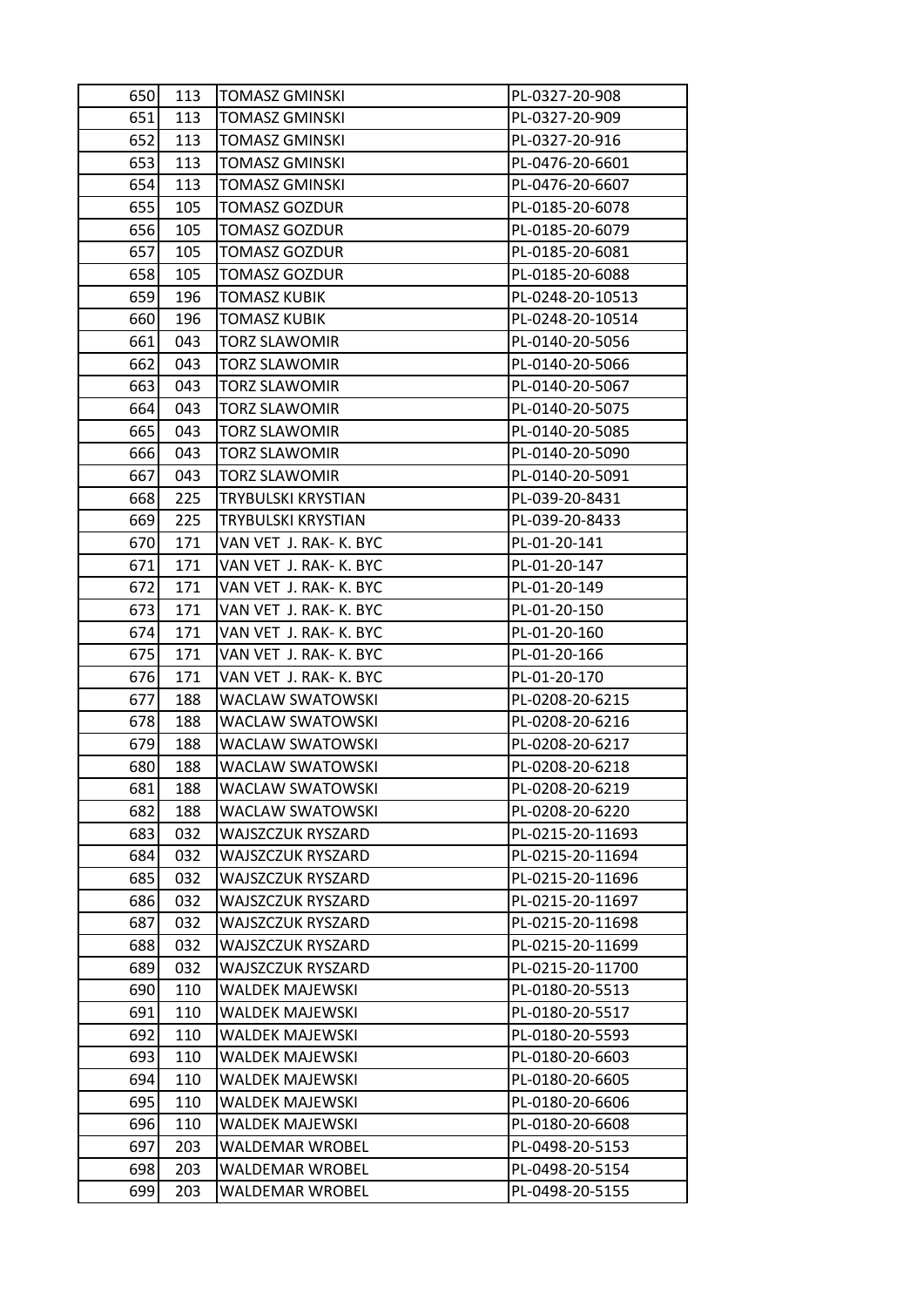| | | | |
|---|---|---|---|
| 650 | 113 | TOMASZ GMINSKI | PL-0327-20-908 |
| 651 | 113 | TOMASZ GMINSKI | PL-0327-20-909 |
| 652 | 113 | TOMASZ GMINSKI | PL-0327-20-916 |
| 653 | 113 | TOMASZ GMINSKI | PL-0476-20-6601 |
| 654 | 113 | TOMASZ GMINSKI | PL-0476-20-6607 |
| 655 | 105 | TOMASZ GOZDUR | PL-0185-20-6078 |
| 656 | 105 | TOMASZ GOZDUR | PL-0185-20-6079 |
| 657 | 105 | TOMASZ GOZDUR | PL-0185-20-6081 |
| 658 | 105 | TOMASZ GOZDUR | PL-0185-20-6088 |
| 659 | 196 | TOMASZ KUBIK | PL-0248-20-10513 |
| 660 | 196 | TOMASZ KUBIK | PL-0248-20-10514 |
| 661 | 043 | TORZ SLAWOMIR | PL-0140-20-5056 |
| 662 | 043 | TORZ SLAWOMIR | PL-0140-20-5066 |
| 663 | 043 | TORZ SLAWOMIR | PL-0140-20-5067 |
| 664 | 043 | TORZ SLAWOMIR | PL-0140-20-5075 |
| 665 | 043 | TORZ SLAWOMIR | PL-0140-20-5085 |
| 666 | 043 | TORZ SLAWOMIR | PL-0140-20-5090 |
| 667 | 043 | TORZ SLAWOMIR | PL-0140-20-5091 |
| 668 | 225 | TRYBULSKI KRYSTIAN | PL-039-20-8431 |
| 669 | 225 | TRYBULSKI KRYSTIAN | PL-039-20-8433 |
| 670 | 171 | VAN VET J. RAK- K. BYC | PL-01-20-141 |
| 671 | 171 | VAN VET J. RAK- K. BYC | PL-01-20-147 |
| 672 | 171 | VAN VET J. RAK- K. BYC | PL-01-20-149 |
| 673 | 171 | VAN VET J. RAK- K. BYC | PL-01-20-150 |
| 674 | 171 | VAN VET J. RAK- K. BYC | PL-01-20-160 |
| 675 | 171 | VAN VET J. RAK- K. BYC | PL-01-20-166 |
| 676 | 171 | VAN VET J. RAK- K. BYC | PL-01-20-170 |
| 677 | 188 | WACLAW SWATOWSKI | PL-0208-20-6215 |
| 678 | 188 | WACLAW SWATOWSKI | PL-0208-20-6216 |
| 679 | 188 | WACLAW SWATOWSKI | PL-0208-20-6217 |
| 680 | 188 | WACLAW SWATOWSKI | PL-0208-20-6218 |
| 681 | 188 | WACLAW SWATOWSKI | PL-0208-20-6219 |
| 682 | 188 | WACLAW SWATOWSKI | PL-0208-20-6220 |
| 683 | 032 | WAJSZCZUK RYSZARD | PL-0215-20-11693 |
| 684 | 032 | WAJSZCZUK RYSZARD | PL-0215-20-11694 |
| 685 | 032 | WAJSZCZUK RYSZARD | PL-0215-20-11696 |
| 686 | 032 | WAJSZCZUK RYSZARD | PL-0215-20-11697 |
| 687 | 032 | WAJSZCZUK RYSZARD | PL-0215-20-11698 |
| 688 | 032 | WAJSZCZUK RYSZARD | PL-0215-20-11699 |
| 689 | 032 | WAJSZCZUK RYSZARD | PL-0215-20-11700 |
| 690 | 110 | WALDEK MAJEWSKI | PL-0180-20-5513 |
| 691 | 110 | WALDEK MAJEWSKI | PL-0180-20-5517 |
| 692 | 110 | WALDEK MAJEWSKI | PL-0180-20-5593 |
| 693 | 110 | WALDEK MAJEWSKI | PL-0180-20-6603 |
| 694 | 110 | WALDEK MAJEWSKI | PL-0180-20-6605 |
| 695 | 110 | WALDEK MAJEWSKI | PL-0180-20-6606 |
| 696 | 110 | WALDEK MAJEWSKI | PL-0180-20-6608 |
| 697 | 203 | WALDEMAR WROBEL | PL-0498-20-5153 |
| 698 | 203 | WALDEMAR WROBEL | PL-0498-20-5154 |
| 699 | 203 | WALDEMAR WROBEL | PL-0498-20-5155 |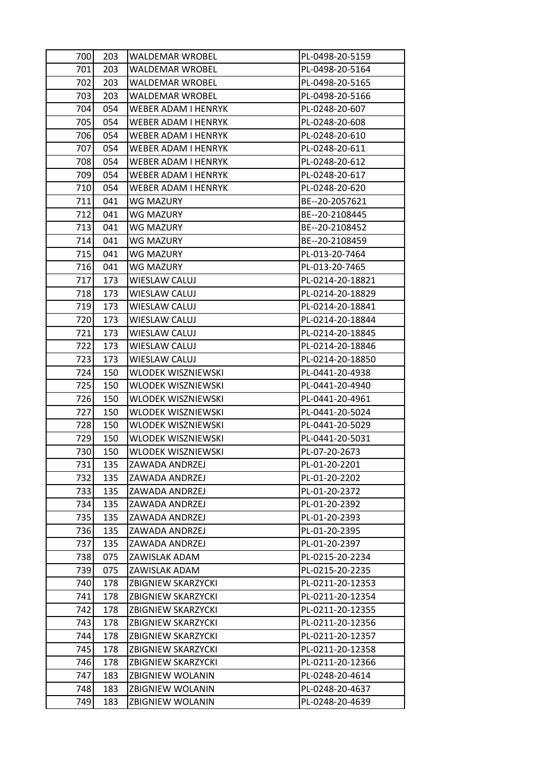| 700 | 203 | WALDEMAR WROBEL | PL-0498-20-5159 |
|---|---|---|---|
| 701 | 203 | WALDEMAR WROBEL | PL-0498-20-5164 |
| 702 | 203 | WALDEMAR WROBEL | PL-0498-20-5165 |
| 703 | 203 | WALDEMAR WROBEL | PL-0498-20-5166 |
| 704 | 054 | WEBER ADAM I HENRYK | PL-0248-20-607 |
| 705 | 054 | WEBER ADAM I HENRYK | PL-0248-20-608 |
| 706 | 054 | WEBER ADAM I HENRYK | PL-0248-20-610 |
| 707 | 054 | WEBER ADAM I HENRYK | PL-0248-20-611 |
| 708 | 054 | WEBER ADAM I HENRYK | PL-0248-20-612 |
| 709 | 054 | WEBER ADAM I HENRYK | PL-0248-20-617 |
| 710 | 054 | WEBER ADAM I HENRYK | PL-0248-20-620 |
| 711 | 041 | WG MAZURY | BE--20-2057621 |
| 712 | 041 | WG MAZURY | BE--20-2108445 |
| 713 | 041 | WG MAZURY | BE--20-2108452 |
| 714 | 041 | WG MAZURY | BE--20-2108459 |
| 715 | 041 | WG MAZURY | PL-013-20-7464 |
| 716 | 041 | WG MAZURY | PL-013-20-7465 |
| 717 | 173 | WIESLAW CALUJ | PL-0214-20-18821 |
| 718 | 173 | WIESLAW CALUJ | PL-0214-20-18829 |
| 719 | 173 | WIESLAW CALUJ | PL-0214-20-18841 |
| 720 | 173 | WIESLAW CALUJ | PL-0214-20-18844 |
| 721 | 173 | WIESLAW CALUJ | PL-0214-20-18845 |
| 722 | 173 | WIESLAW CALUJ | PL-0214-20-18846 |
| 723 | 173 | WIESLAW CALUJ | PL-0214-20-18850 |
| 724 | 150 | WLODEK WISZNIEWSKI | PL-0441-20-4938 |
| 725 | 150 | WLODEK WISZNIEWSKI | PL-0441-20-4940 |
| 726 | 150 | WLODEK WISZNIEWSKI | PL-0441-20-4961 |
| 727 | 150 | WLODEK WISZNIEWSKI | PL-0441-20-5024 |
| 728 | 150 | WLODEK WISZNIEWSKI | PL-0441-20-5029 |
| 729 | 150 | WLODEK WISZNIEWSKI | PL-0441-20-5031 |
| 730 | 150 | WLODEK WISZNIEWSKI | PL-07-20-2673 |
| 731 | 135 | ZAWADA ANDRZEJ | PL-01-20-2201 |
| 732 | 135 | ZAWADA ANDRZEJ | PL-01-20-2202 |
| 733 | 135 | ZAWADA ANDRZEJ | PL-01-20-2372 |
| 734 | 135 | ZAWADA ANDRZEJ | PL-01-20-2392 |
| 735 | 135 | ZAWADA ANDRZEJ | PL-01-20-2393 |
| 736 | 135 | ZAWADA ANDRZEJ | PL-01-20-2395 |
| 737 | 135 | ZAWADA ANDRZEJ | PL-01-20-2397 |
| 738 | 075 | ZAWISLAK ADAM | PL-0215-20-2234 |
| 739 | 075 | ZAWISLAK ADAM | PL-0215-20-2235 |
| 740 | 178 | ZBIGNIEW SKARZYCKI | PL-0211-20-12353 |
| 741 | 178 | ZBIGNIEW SKARZYCKI | PL-0211-20-12354 |
| 742 | 178 | ZBIGNIEW SKARZYCKI | PL-0211-20-12355 |
| 743 | 178 | ZBIGNIEW SKARZYCKI | PL-0211-20-12356 |
| 744 | 178 | ZBIGNIEW SKARZYCKI | PL-0211-20-12357 |
| 745 | 178 | ZBIGNIEW SKARZYCKI | PL-0211-20-12358 |
| 746 | 178 | ZBIGNIEW SKARZYCKI | PL-0211-20-12366 |
| 747 | 183 | ZBIGNIEW WOLANIN | PL-0248-20-4614 |
| 748 | 183 | ZBIGNIEW WOLANIN | PL-0248-20-4637 |
| 749 | 183 | ZBIGNIEW WOLANIN | PL-0248-20-4639 |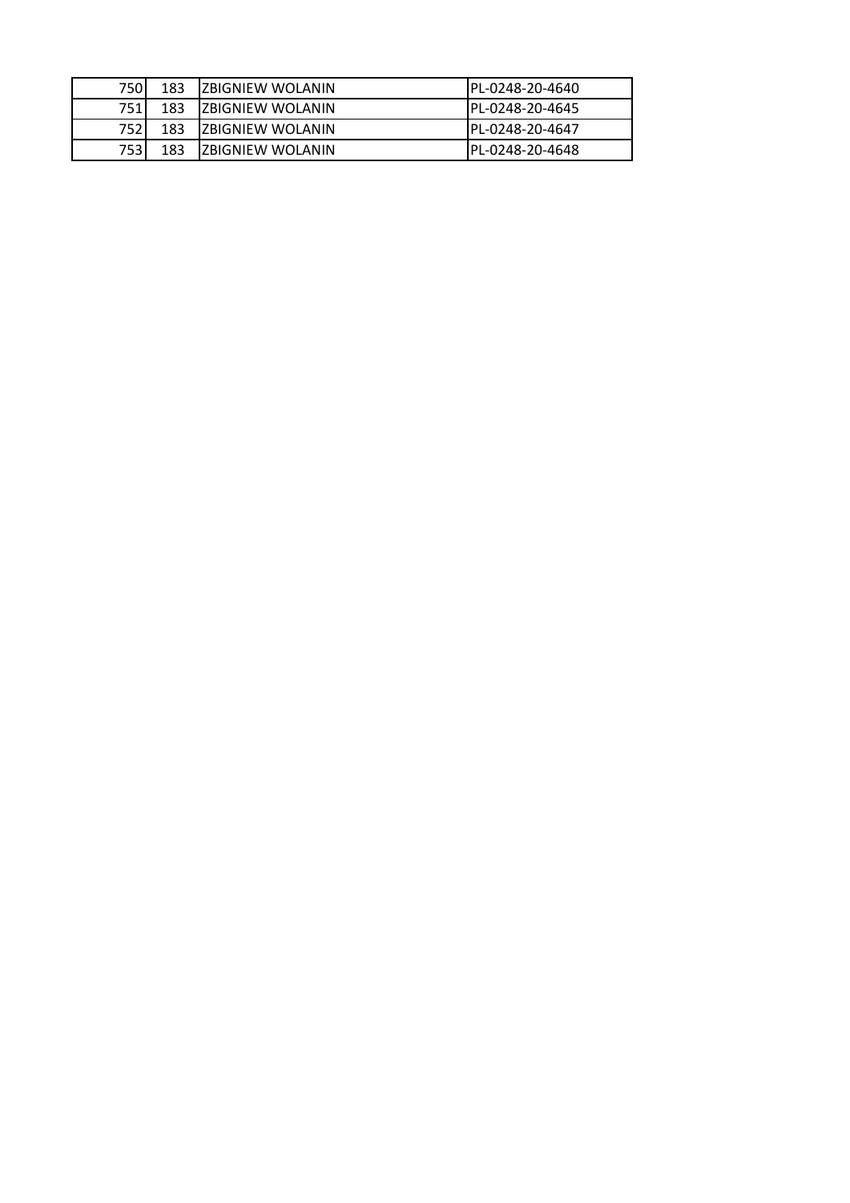| | | | |
|---|---|---|---|
| 750 | 183 | ZBIGNIEW WOLANIN | PL-0248-20-4640 |
| 751 | 183 | ZBIGNIEW WOLANIN | PL-0248-20-4645 |
| 752 | 183 | ZBIGNIEW WOLANIN | PL-0248-20-4647 |
| 753 | 183 | ZBIGNIEW WOLANIN | PL-0248-20-4648 |